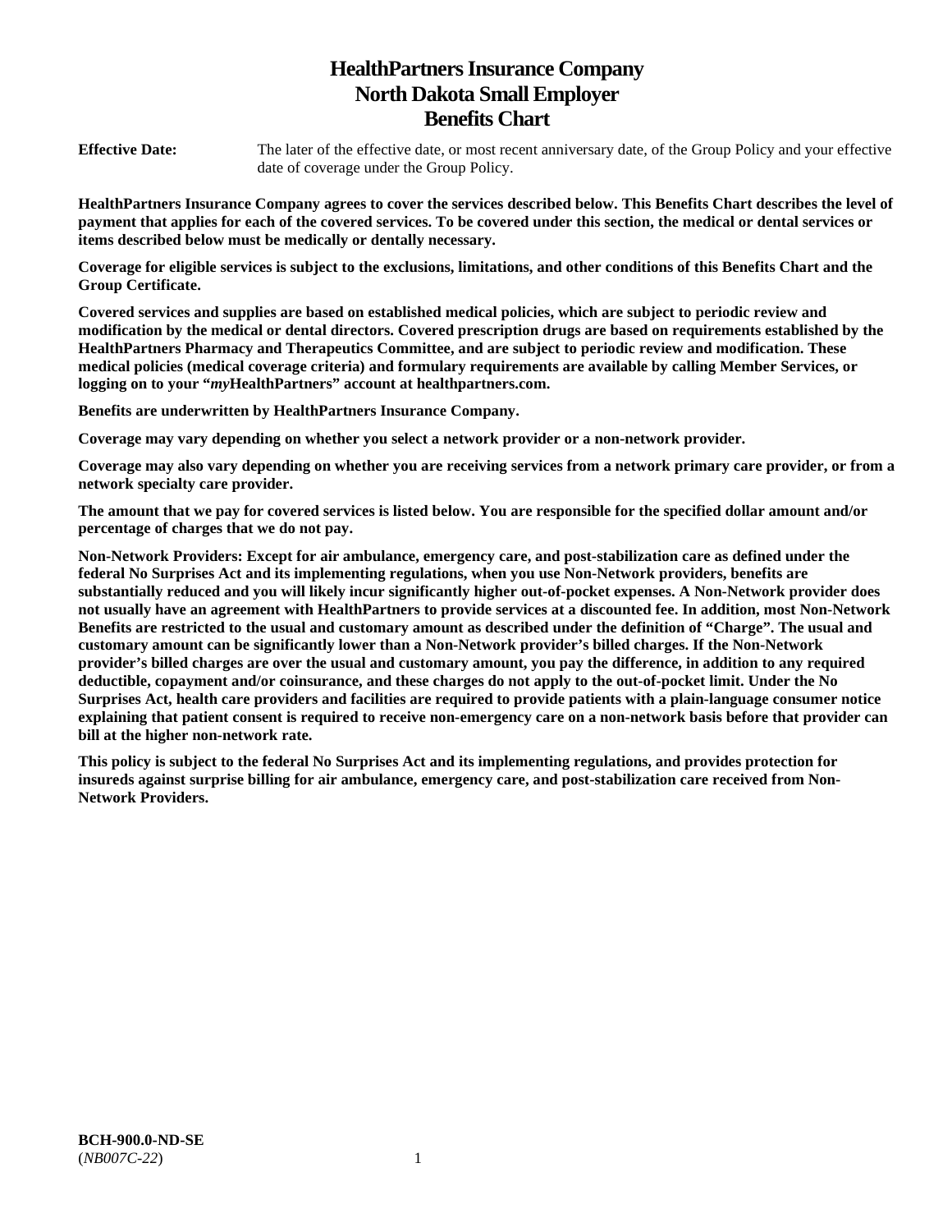# HealthPartners Insurance Company
# North Dakota Small Employer
# Benefits Chart

**Effective Date:** The later of the effective date, or most recent anniversary date, of the Group Policy and your effective date of coverage under the Group Policy.

**HealthPartners Insurance Company agrees to cover the services described below. This Benefits Chart describes the level of payment that applies for each of the covered services. To be covered under this section, the medical or dental services or items described below must be medically or dentally necessary.**

**Coverage for eligible services is subject to the exclusions, limitations, and other conditions of this Benefits Chart and the Group Certificate.**

**Covered services and supplies are based on established medical policies, which are subject to periodic review and modification by the medical or dental directors. Covered prescription drugs are based on requirements established by the HealthPartners Pharmacy and Therapeutics Committee, and are subject to periodic review and modification. These medical policies (medical coverage criteria) and formulary requirements are available by calling Member Services, or logging on to your "*my*HealthPartners" account at healthpartners.com.**

**Benefits are underwritten by HealthPartners Insurance Company.**

**Coverage may vary depending on whether you select a network provider or a non-network provider.**

**Coverage may also vary depending on whether you are receiving services from a network primary care provider, or from a network specialty care provider.**

**The amount that we pay for covered services is listed below. You are responsible for the specified dollar amount and/or percentage of charges that we do not pay.**

**Non-Network Providers: Except for air ambulance, emergency care, and post-stabilization care as defined under the federal No Surprises Act and its implementing regulations, when you use Non-Network providers, benefits are substantially reduced and you will likely incur significantly higher out-of-pocket expenses. A Non-Network provider does not usually have an agreement with HealthPartners to provide services at a discounted fee. In addition, most Non-Network Benefits are restricted to the usual and customary amount as described under the definition of "Charge". The usual and customary amount can be significantly lower than a Non-Network provider's billed charges. If the Non-Network provider's billed charges are over the usual and customary amount, you pay the difference, in addition to any required deductible, copayment and/or coinsurance, and these charges do not apply to the out-of-pocket limit. Under the No Surprises Act, health care providers and facilities are required to provide patients with a plain-language consumer notice explaining that patient consent is required to receive non-emergency care on a non-network basis before that provider can bill at the higher non-network rate.**

**This policy is subject to the federal No Surprises Act and its implementing regulations, and provides protection for insureds against surprise billing for air ambulance, emergency care, and post-stabilization care received from Non-Network Providers.**

**BCH-900.0-ND-SE**
(*NB007C-22*)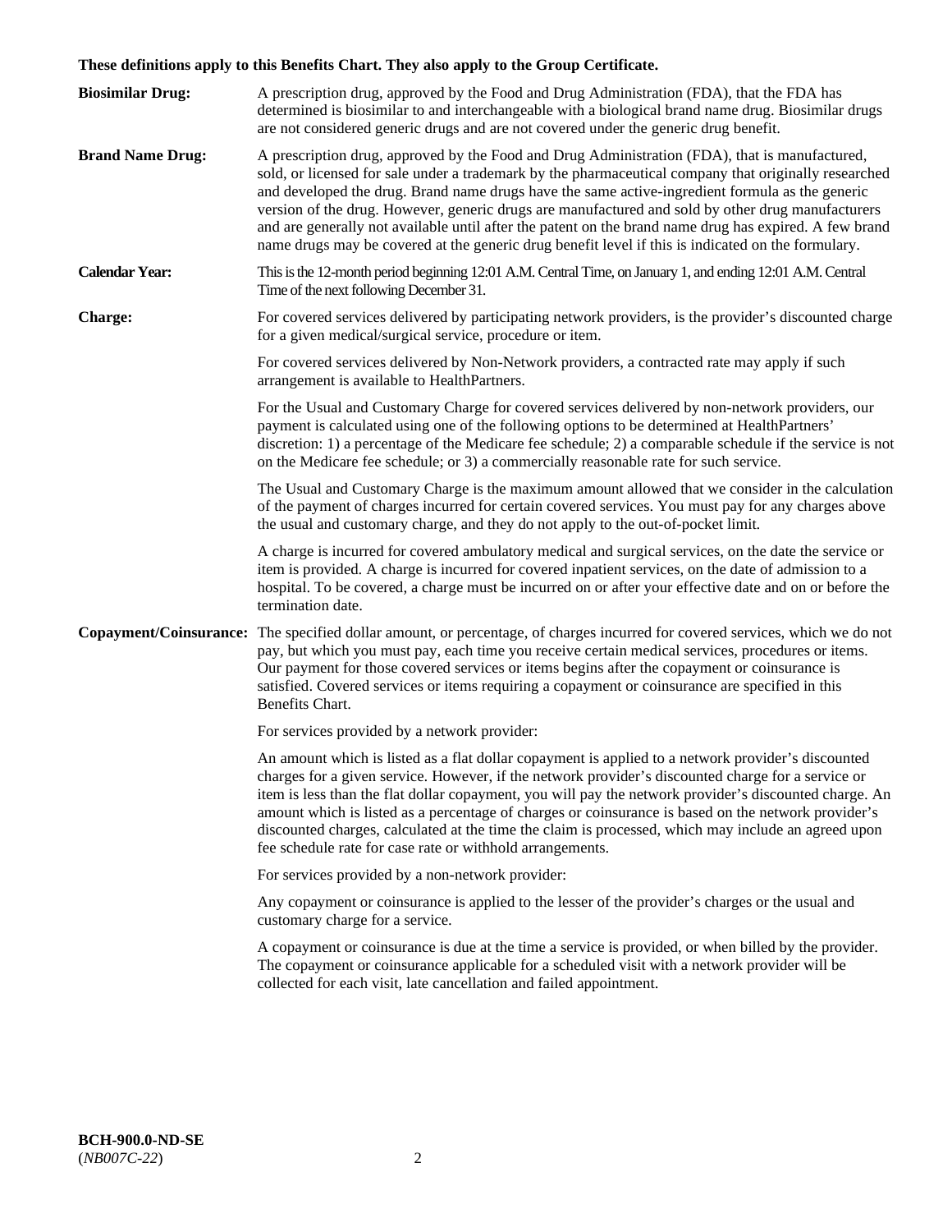**These definitions apply to this Benefits Chart. They also apply to the Group Certificate.**

**Biosimilar Drug:** A prescription drug, approved by the Food and Drug Administration (FDA), that the FDA has determined is biosimilar to and interchangeable with a biological brand name drug. Biosimilar drugs are not considered generic drugs and are not covered under the generic drug benefit.

**Brand Name Drug:** A prescription drug, approved by the Food and Drug Administration (FDA), that is manufactured, sold, or licensed for sale under a trademark by the pharmaceutical company that originally researched and developed the drug. Brand name drugs have the same active-ingredient formula as the generic version of the drug. However, generic drugs are manufactured and sold by other drug manufacturers and are generally not available until after the patent on the brand name drug has expired. A few brand name drugs may be covered at the generic drug benefit level if this is indicated on the formulary.

**Calendar Year:** This is the 12-month period beginning 12:01 A.M. Central Time, on January 1, and ending 12:01 A.M. Central Time of the next following December 31.

**Charge:** For covered services delivered by participating network providers, is the provider's discounted charge for a given medical/surgical service, procedure or item.

For covered services delivered by Non-Network providers, a contracted rate may apply if such arrangement is available to HealthPartners.

For the Usual and Customary Charge for covered services delivered by non-network providers, our payment is calculated using one of the following options to be determined at HealthPartners' discretion: 1) a percentage of the Medicare fee schedule; 2) a comparable schedule if the service is not on the Medicare fee schedule; or 3) a commercially reasonable rate for such service.

The Usual and Customary Charge is the maximum amount allowed that we consider in the calculation of the payment of charges incurred for certain covered services. You must pay for any charges above the usual and customary charge, and they do not apply to the out-of-pocket limit.

A charge is incurred for covered ambulatory medical and surgical services, on the date the service or item is provided. A charge is incurred for covered inpatient services, on the date of admission to a hospital. To be covered, a charge must be incurred on or after your effective date and on or before the termination date.

**Copayment/Coinsurance:** The specified dollar amount, or percentage, of charges incurred for covered services, which we do not pay, but which you must pay, each time you receive certain medical services, procedures or items. Our payment for those covered services or items begins after the copayment or coinsurance is satisfied. Covered services or items requiring a copayment or coinsurance are specified in this Benefits Chart.

For services provided by a network provider:

An amount which is listed as a flat dollar copayment is applied to a network provider's discounted charges for a given service. However, if the network provider's discounted charge for a service or item is less than the flat dollar copayment, you will pay the network provider's discounted charge. An amount which is listed as a percentage of charges or coinsurance is based on the network provider's discounted charges, calculated at the time the claim is processed, which may include an agreed upon fee schedule rate for case rate or withhold arrangements.

For services provided by a non-network provider:

Any copayment or coinsurance is applied to the lesser of the provider's charges or the usual and customary charge for a service.

A copayment or coinsurance is due at the time a service is provided, or when billed by the provider. The copayment or coinsurance applicable for a scheduled visit with a network provider will be collected for each visit, late cancellation and failed appointment.

**BCH-900.0-ND-SE**
(*NB007C-22*)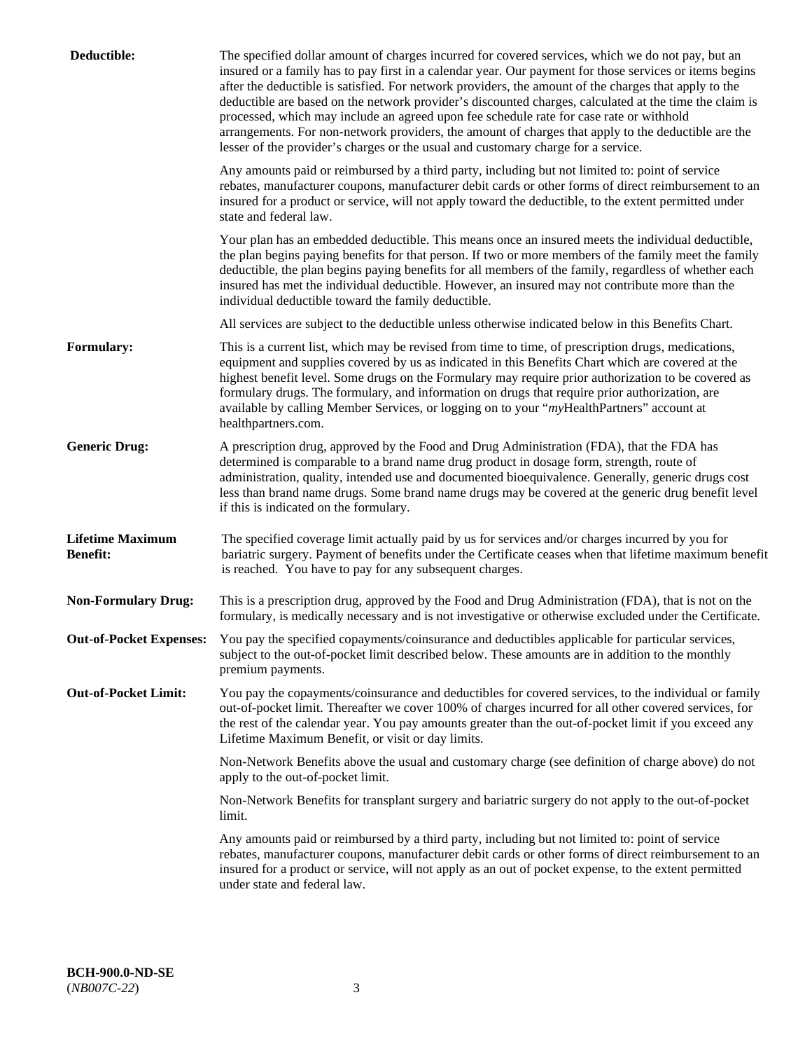**Deductible:** The specified dollar amount of charges incurred for covered services, which we do not pay, but an insured or a family has to pay first in a calendar year. Our payment for those services or items begins after the deductible is satisfied. For network providers, the amount of the charges that apply to the deductible are based on the network provider's discounted charges, calculated at the time the claim is processed, which may include an agreed upon fee schedule rate for case rate or withhold arrangements. For non-network providers, the amount of charges that apply to the deductible are the lesser of the provider's charges or the usual and customary charge for a service.

Any amounts paid or reimbursed by a third party, including but not limited to: point of service rebates, manufacturer coupons, manufacturer debit cards or other forms of direct reimbursement to an insured for a product or service, will not apply toward the deductible, to the extent permitted under state and federal law.

Your plan has an embedded deductible. This means once an insured meets the individual deductible, the plan begins paying benefits for that person. If two or more members of the family meet the family deductible, the plan begins paying benefits for all members of the family, regardless of whether each insured has met the individual deductible. However, an insured may not contribute more than the individual deductible toward the family deductible.

All services are subject to the deductible unless otherwise indicated below in this Benefits Chart.

**Formulary:** This is a current list, which may be revised from time to time, of prescription drugs, medications, equipment and supplies covered by us as indicated in this Benefits Chart which are covered at the highest benefit level. Some drugs on the Formulary may require prior authorization to be covered as formulary drugs. The formulary, and information on drugs that require prior authorization, are available by calling Member Services, or logging on to your "*my*HealthPartners" account at healthpartners.com.

**Generic Drug:** A prescription drug, approved by the Food and Drug Administration (FDA), that the FDA has determined is comparable to a brand name drug product in dosage form, strength, route of administration, quality, intended use and documented bioequivalence. Generally, generic drugs cost less than brand name drugs. Some brand name drugs may be covered at the generic drug benefit level if this is indicated on the formulary.

**Lifetime Maximum Benefit:** The specified coverage limit actually paid by us for services and/or charges incurred by you for bariatric surgery. Payment of benefits under the Certificate ceases when that lifetime maximum benefit is reached. You have to pay for any subsequent charges.

**Non-Formulary Drug:** This is a prescription drug, approved by the Food and Drug Administration (FDA), that is not on the formulary, is medically necessary and is not investigative or otherwise excluded under the Certificate.

**Out-of-Pocket Expenses:** You pay the specified copayments/coinsurance and deductibles applicable for particular services, subject to the out-of-pocket limit described below. These amounts are in addition to the monthly premium payments.

**Out-of-Pocket Limit:** You pay the copayments/coinsurance and deductibles for covered services, to the individual or family out-of-pocket limit. Thereafter we cover 100% of charges incurred for all other covered services, for the rest of the calendar year. You pay amounts greater than the out-of-pocket limit if you exceed any Lifetime Maximum Benefit, or visit or day limits.

Non-Network Benefits above the usual and customary charge (see definition of charge above) do not apply to the out-of-pocket limit.

Non-Network Benefits for transplant surgery and bariatric surgery do not apply to the out-of-pocket limit.

Any amounts paid or reimbursed by a third party, including but not limited to: point of service rebates, manufacturer coupons, manufacturer debit cards or other forms of direct reimbursement to an insured for a product or service, will not apply as an out of pocket expense, to the extent permitted under state and federal law.

**BCH-900.0-ND-SE**
(*NB007C-22*)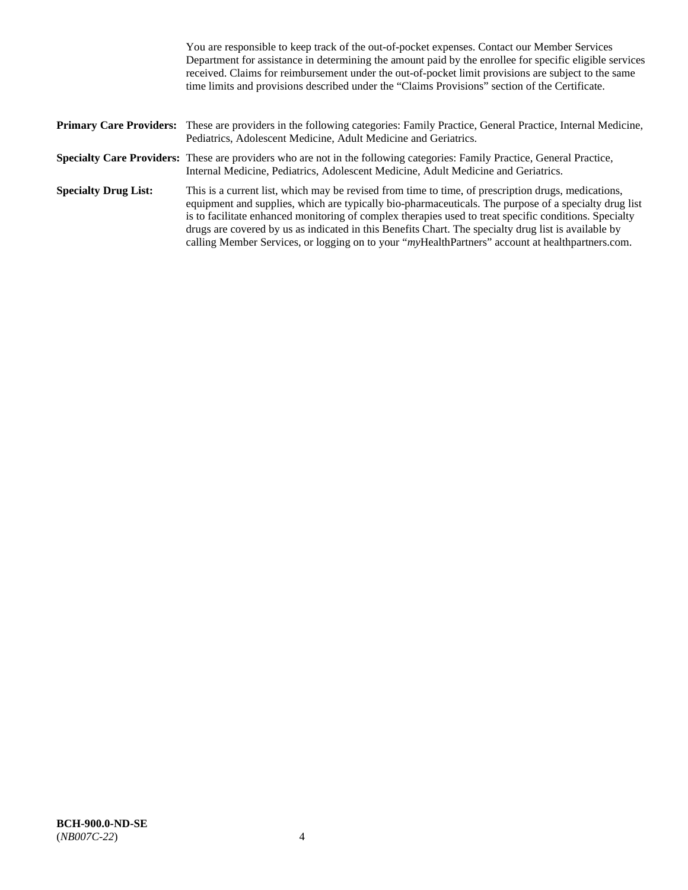You are responsible to keep track of the out-of-pocket expenses. Contact our Member Services Department for assistance in determining the amount paid by the enrollee for specific eligible services received. Claims for reimbursement under the out-of-pocket limit provisions are subject to the same time limits and provisions described under the "Claims Provisions" section of the Certificate.

**Primary Care Providers:** These are providers in the following categories: Family Practice, General Practice, Internal Medicine, Pediatrics, Adolescent Medicine, Adult Medicine and Geriatrics.

**Specialty Care Providers:** These are providers who are not in the following categories: Family Practice, General Practice, Internal Medicine, Pediatrics, Adolescent Medicine, Adult Medicine and Geriatrics.

**Specialty Drug List:** This is a current list, which may be revised from time to time, of prescription drugs, medications, equipment and supplies, which are typically bio-pharmaceuticals. The purpose of a specialty drug list is to facilitate enhanced monitoring of complex therapies used to treat specific conditions. Specialty drugs are covered by us as indicated in this Benefits Chart. The specialty drug list is available by calling Member Services, or logging on to your "*my*HealthPartners" account at healthpartners.com.

**BCH-900.0-ND-SE**
(*NB007C-22*)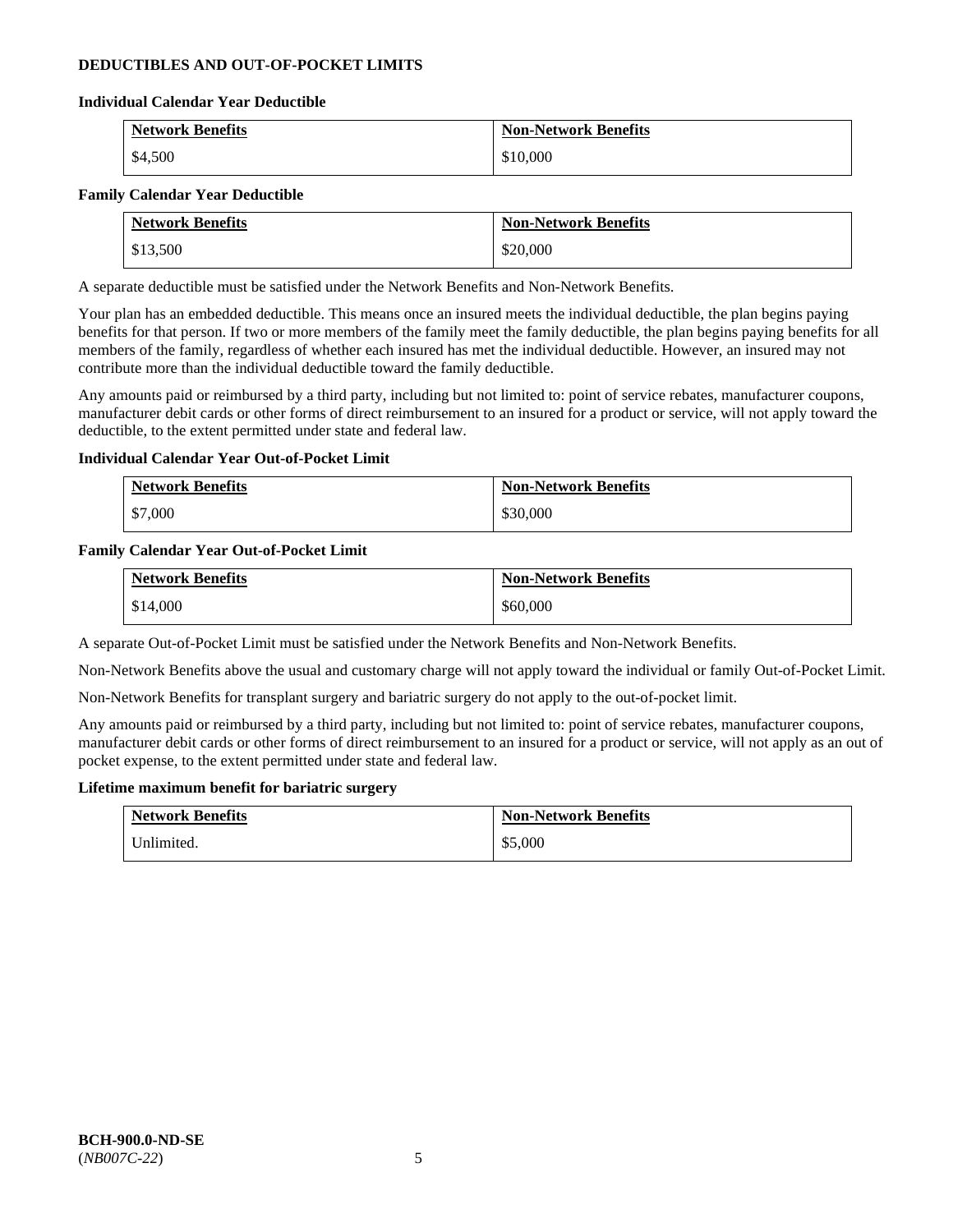## DEDUCTIBLES AND OUT-OF-POCKET LIMITS

### Individual Calendar Year Deductible

| Network Benefits | Non-Network Benefits |
|---|---|
| $4,500 | $10,000 |

### Family Calendar Year Deductible

| Network Benefits | Non-Network Benefits |
|---|---|
| $13,500 | $20,000 |

A separate deductible must be satisfied under the Network Benefits and Non-Network Benefits.

Your plan has an embedded deductible. This means once an insured meets the individual deductible, the plan begins paying benefits for that person. If two or more members of the family meet the family deductible, the plan begins paying benefits for all members of the family, regardless of whether each insured has met the individual deductible. However, an insured may not contribute more than the individual deductible toward the family deductible.

Any amounts paid or reimbursed by a third party, including but not limited to: point of service rebates, manufacturer coupons, manufacturer debit cards or other forms of direct reimbursement to an insured for a product or service, will not apply toward the deductible, to the extent permitted under state and federal law.

### Individual Calendar Year Out-of-Pocket Limit

| Network Benefits | Non-Network Benefits |
|---|---|
| $7,000 | $30,000 |

### Family Calendar Year Out-of-Pocket Limit

| Network Benefits | Non-Network Benefits |
|---|---|
| $14,000 | $60,000 |

A separate Out-of-Pocket Limit must be satisfied under the Network Benefits and Non-Network Benefits.

Non-Network Benefits above the usual and customary charge will not apply toward the individual or family Out-of-Pocket Limit.

Non-Network Benefits for transplant surgery and bariatric surgery do not apply to the out-of-pocket limit.

Any amounts paid or reimbursed by a third party, including but not limited to: point of service rebates, manufacturer coupons, manufacturer debit cards or other forms of direct reimbursement to an insured for a product or service, will not apply as an out of pocket expense, to the extent permitted under state and federal law.

### Lifetime maximum benefit for bariatric surgery

| Network Benefits | Non-Network Benefits |
|---|---|
| Unlimited. | $5,000 |

**BCH-900.0-ND-SE**
(*NB007C-22*)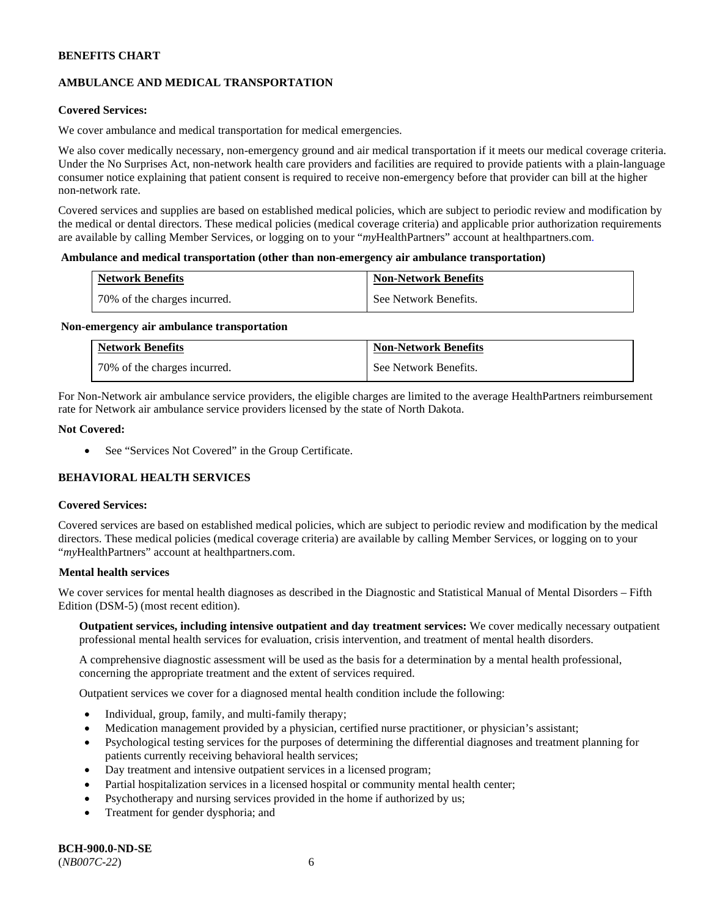**BENEFITS CHART**

**AMBULANCE AND MEDICAL TRANSPORTATION**

**Covered Services:**

We cover ambulance and medical transportation for medical emergencies.

We also cover medically necessary, non-emergency ground and air medical transportation if it meets our medical coverage criteria. Under the No Surprises Act, non-network health care providers and facilities are required to provide patients with a plain-language consumer notice explaining that patient consent is required to receive non-emergency before that provider can bill at the higher non-network rate.

Covered services and supplies are based on established medical policies, which are subject to periodic review and modification by the medical or dental directors. These medical policies (medical coverage criteria) and applicable prior authorization requirements are available by calling Member Services, or logging on to your "*my*HealthPartners" account at healthpartners.com.

**Ambulance and medical transportation (other than non-emergency air ambulance transportation)**

| Network Benefits | Non-Network Benefits |
|---|---|
| 70% of the charges incurred. | See Network Benefits. |

**Non-emergency air ambulance transportation**

| Network Benefits | Non-Network Benefits |
|---|---|
| 70% of the charges incurred. | See Network Benefits. |

For Non-Network air ambulance service providers, the eligible charges are limited to the average HealthPartners reimbursement rate for Network air ambulance service providers licensed by the state of North Dakota.

**Not Covered:**

- See "Services Not Covered" in the Group Certificate.

**BEHAVIORAL HEALTH SERVICES**

**Covered Services:**

Covered services are based on established medical policies, which are subject to periodic review and modification by the medical directors. These medical policies (medical coverage criteria) are available by calling Member Services, or logging on to your "*my*HealthPartners" account at healthpartners.com.

**Mental health services**

We cover services for mental health diagnoses as described in the Diagnostic and Statistical Manual of Mental Disorders – Fifth Edition (DSM-5) (most recent edition).

**Outpatient services, including intensive outpatient and day treatment services:** We cover medically necessary outpatient professional mental health services for evaluation, crisis intervention, and treatment of mental health disorders.

A comprehensive diagnostic assessment will be used as the basis for a determination by a mental health professional, concerning the appropriate treatment and the extent of services required.

Outpatient services we cover for a diagnosed mental health condition include the following:

- Individual, group, family, and multi-family therapy;
- Medication management provided by a physician, certified nurse practitioner, or physician's assistant;
- Psychological testing services for the purposes of determining the differential diagnoses and treatment planning for patients currently receiving behavioral health services;
- Day treatment and intensive outpatient services in a licensed program;
- Partial hospitalization services in a licensed hospital or community mental health center;
- Psychotherapy and nursing services provided in the home if authorized by us;
- Treatment for gender dysphoria; and

**BCH-900.0-ND-SE**
(*NB007C-22*)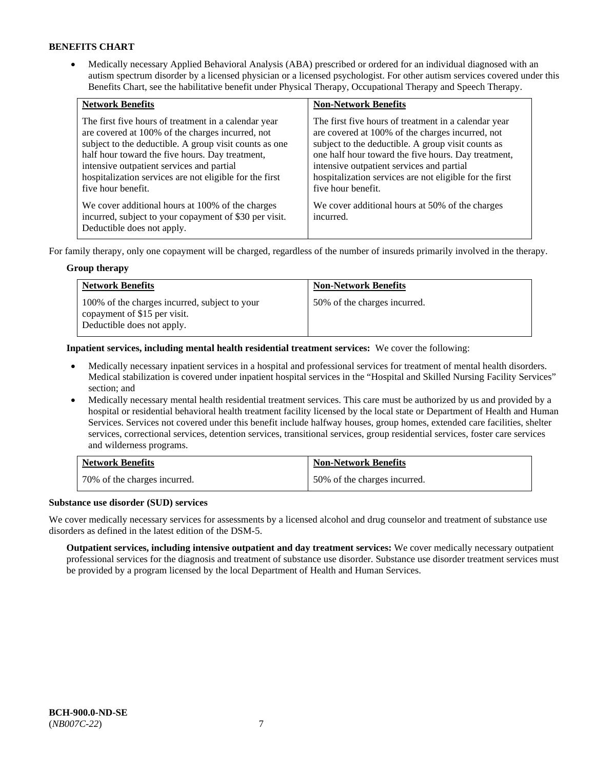**BENEFITS CHART**

- Medically necessary Applied Behavioral Analysis (ABA) prescribed or ordered for an individual diagnosed with an autism spectrum disorder by a licensed physician or a licensed psychologist. For other autism services covered under this Benefits Chart, see the habilitative benefit under Physical Therapy, Occupational Therapy and Speech Therapy.

| Network Benefits | Non-Network Benefits |
| --- | --- |
| The first five hours of treatment in a calendar year are covered at 100% of the charges incurred, not subject to the deductible. A group visit counts as one half hour toward the five hours. Day treatment, intensive outpatient services and partial hospitalization services are not eligible for the first five hour benefit.<br><br>We cover additional hours at 100% of the charges incurred, subject to your copayment of $30 per visit. Deductible does not apply. | The first five hours of treatment in a calendar year are covered at 100% of the charges incurred, not subject to the deductible. A group visit counts as one half hour toward the five hours. Day treatment, intensive outpatient services and partial hospitalization services are not eligible for the first five hour benefit.<br><br>We cover additional hours at 50% of the charges incurred. |

For family therapy, only one copayment will be charged, regardless of the number of insureds primarily involved in the therapy.

**Group therapy**

| Network Benefits | Non-Network Benefits |
| --- | --- |
| 100% of the charges incurred, subject to your copayment of $15 per visit. Deductible does not apply. | 50% of the charges incurred. |

**Inpatient services, including mental health residential treatment services:** We cover the following:

- Medically necessary inpatient services in a hospital and professional services for treatment of mental health disorders. Medical stabilization is covered under inpatient hospital services in the "Hospital and Skilled Nursing Facility Services" section; and
- Medically necessary mental health residential treatment services. This care must be authorized by us and provided by a hospital or residential behavioral health treatment facility licensed by the local state or Department of Health and Human Services. Services not covered under this benefit include halfway houses, group homes, extended care facilities, shelter services, correctional services, detention services, transitional services, group residential services, foster care services and wilderness programs.

| Network Benefits | Non-Network Benefits |
| --- | --- |
| 70% of the charges incurred. | 50% of the charges incurred. |

**Substance use disorder (SUD) services**

We cover medically necessary services for assessments by a licensed alcohol and drug counselor and treatment of substance use disorders as defined in the latest edition of the DSM-5.

**Outpatient services, including intensive outpatient and day treatment services:** We cover medically necessary outpatient professional services for the diagnosis and treatment of substance use disorder. Substance use disorder treatment services must be provided by a program licensed by the local Department of Health and Human Services.

**BCH-900.0-ND-SE**
(*NB007C-22*)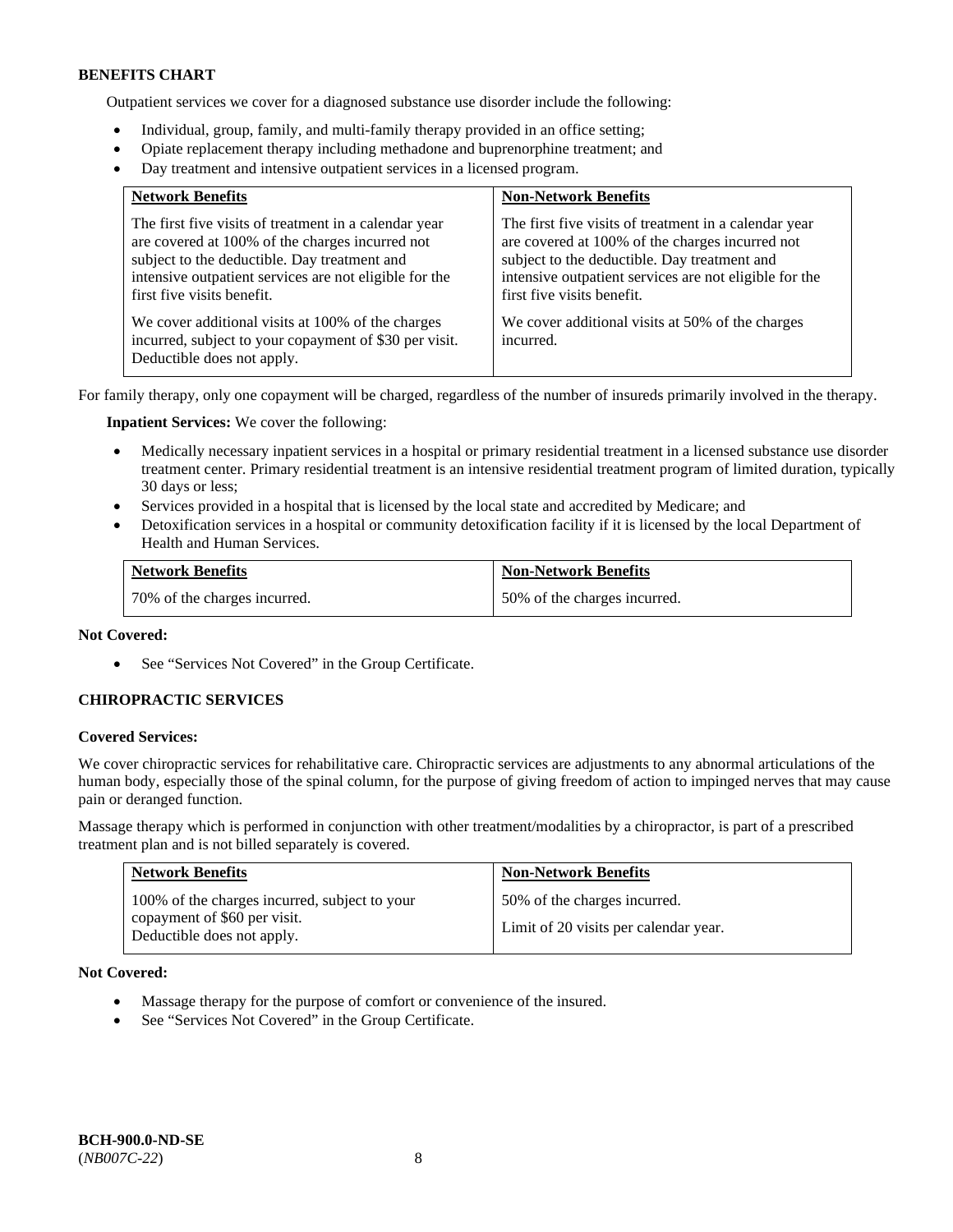**BENEFITS CHART**

Outpatient services we cover for a diagnosed substance use disorder include the following:

- Individual, group, family, and multi-family therapy provided in an office setting;
- Opiate replacement therapy including methadone and buprenorphine treatment; and
- Day treatment and intensive outpatient services in a licensed program.

| Network Benefits | Non-Network Benefits |
|---|---|
| The first five visits of treatment in a calendar year are covered at 100% of the charges incurred not subject to the deductible. Day treatment and intensive outpatient services are not eligible for the first five visits benefit.<br><br>We cover additional visits at 100% of the charges incurred, subject to your copayment of $30 per visit. Deductible does not apply. | The first five visits of treatment in a calendar year are covered at 100% of the charges incurred not subject to the deductible. Day treatment and intensive outpatient services are not eligible for the first five visits benefit.<br><br>We cover additional visits at 50% of the charges incurred. |

For family therapy, only one copayment will be charged, regardless of the number of insureds primarily involved in the therapy.

**Inpatient Services:** We cover the following:

- Medically necessary inpatient services in a hospital or primary residential treatment in a licensed substance use disorder treatment center. Primary residential treatment is an intensive residential treatment program of limited duration, typically 30 days or less;
- Services provided in a hospital that is licensed by the local state and accredited by Medicare; and
- Detoxification services in a hospital or community detoxification facility if it is licensed by the local Department of Health and Human Services.

| Network Benefits | Non-Network Benefits |
|---|---|
| 70% of the charges incurred. | 50% of the charges incurred. |

**Not Covered:**

- See "Services Not Covered" in the Group Certificate.

**CHIROPRACTIC SERVICES**

**Covered Services:**

We cover chiropractic services for rehabilitative care. Chiropractic services are adjustments to any abnormal articulations of the human body, especially those of the spinal column, for the purpose of giving freedom of action to impinged nerves that may cause pain or deranged function.

Massage therapy which is performed in conjunction with other treatment/modalities by a chiropractor, is part of a prescribed treatment plan and is not billed separately is covered.

| Network Benefits | Non-Network Benefits |
|---|---|
| 100% of the charges incurred, subject to your copayment of $60 per visit. Deductible does not apply. | 50% of the charges incurred.<br><br>Limit of 20 visits per calendar year. |

**Not Covered:**

- Massage therapy for the purpose of comfort or convenience of the insured.
- See "Services Not Covered" in the Group Certificate.

**BCH-900.0-ND-SE**
(*NB007C-22*)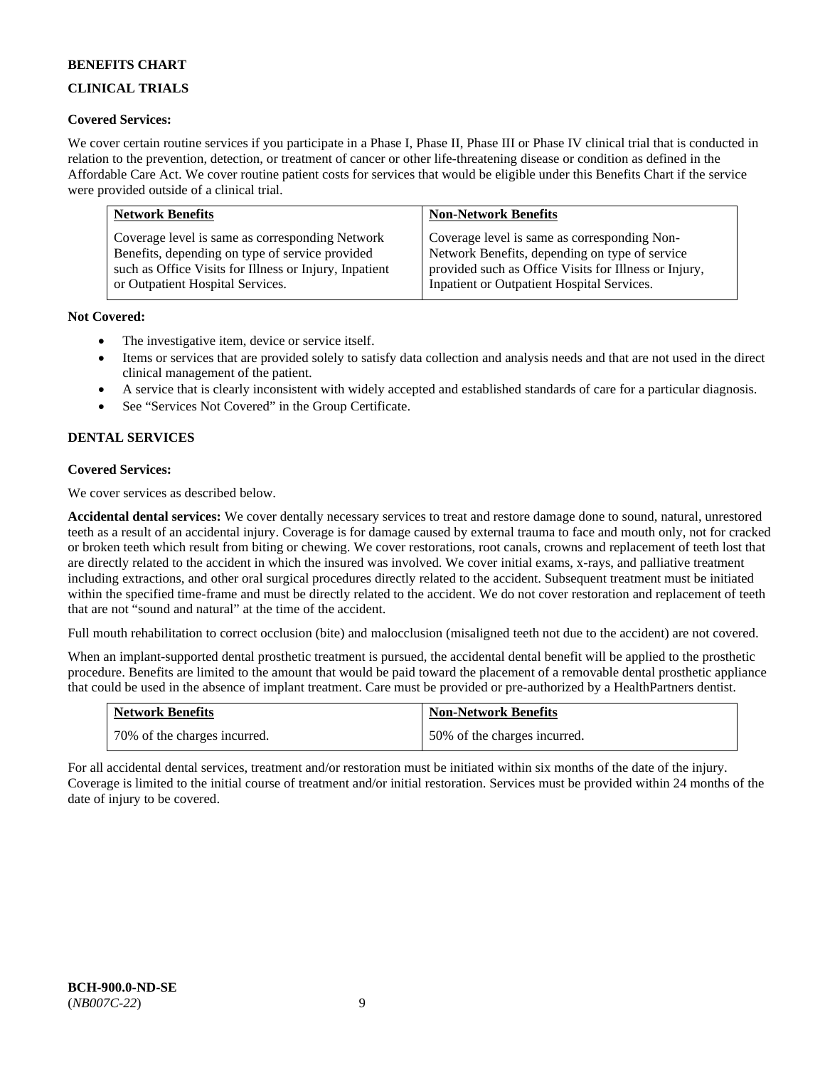**BENEFITS CHART**

**CLINICAL TRIALS**

**Covered Services:**

We cover certain routine services if you participate in a Phase I, Phase II, Phase III or Phase IV clinical trial that is conducted in relation to the prevention, detection, or treatment of cancer or other life-threatening disease or condition as defined in the Affordable Care Act. We cover routine patient costs for services that would be eligible under this Benefits Chart if the service were provided outside of a clinical trial.

| Network Benefits | Non-Network Benefits |
| --- | --- |
| Coverage level is same as corresponding Network Benefits, depending on type of service provided such as Office Visits for Illness or Injury, Inpatient or Outpatient Hospital Services. | Coverage level is same as corresponding Non-Network Benefits, depending on type of service provided such as Office Visits for Illness or Injury, Inpatient or Outpatient Hospital Services. |

**Not Covered:**

- The investigative item, device or service itself.
- Items or services that are provided solely to satisfy data collection and analysis needs and that are not used in the direct clinical management of the patient.
- A service that is clearly inconsistent with widely accepted and established standards of care for a particular diagnosis.
- See "Services Not Covered" in the Group Certificate.

**DENTAL SERVICES**

**Covered Services:**

We cover services as described below.

**Accidental dental services:** We cover dentally necessary services to treat and restore damage done to sound, natural, unrestored teeth as a result of an accidental injury. Coverage is for damage caused by external trauma to face and mouth only, not for cracked or broken teeth which result from biting or chewing. We cover restorations, root canals, crowns and replacement of teeth lost that are directly related to the accident in which the insured was involved. We cover initial exams, x-rays, and palliative treatment including extractions, and other oral surgical procedures directly related to the accident. Subsequent treatment must be initiated within the specified time-frame and must be directly related to the accident. We do not cover restoration and replacement of teeth that are not "sound and natural" at the time of the accident.

Full mouth rehabilitation to correct occlusion (bite) and malocclusion (misaligned teeth not due to the accident) are not covered.

When an implant-supported dental prosthetic treatment is pursued, the accidental dental benefit will be applied to the prosthetic procedure. Benefits are limited to the amount that would be paid toward the placement of a removable dental prosthetic appliance that could be used in the absence of implant treatment. Care must be provided or pre-authorized by a HealthPartners dentist.

| Network Benefits | Non-Network Benefits |
| --- | --- |
| 70% of the charges incurred. | 50% of the charges incurred. |

For all accidental dental services, treatment and/or restoration must be initiated within six months of the date of the injury. Coverage is limited to the initial course of treatment and/or initial restoration. Services must be provided within 24 months of the date of injury to be covered.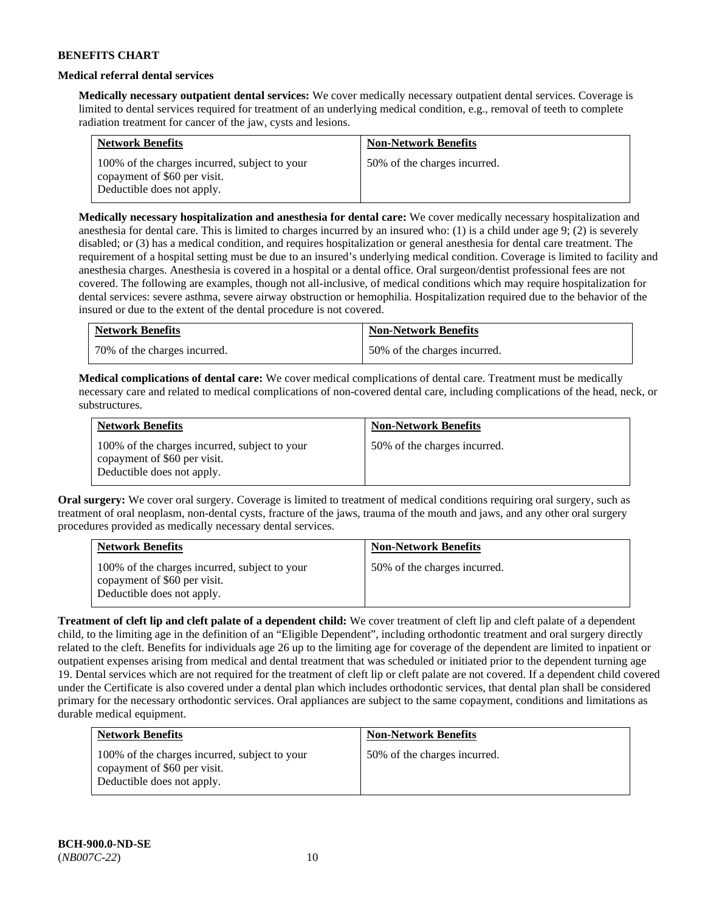**BENEFITS CHART**

**Medical referral dental services**

**Medically necessary outpatient dental services:** We cover medically necessary outpatient dental services. Coverage is limited to dental services required for treatment of an underlying medical condition, e.g., removal of teeth to complete radiation treatment for cancer of the jaw, cysts and lesions.

| Network Benefits | Non-Network Benefits |
|---|---|
| 100% of the charges incurred, subject to your copayment of $60 per visit. Deductible does not apply. | 50% of the charges incurred. |

**Medically necessary hospitalization and anesthesia for dental care:** We cover medically necessary hospitalization and anesthesia for dental care. This is limited to charges incurred by an insured who: (1) is a child under age 9; (2) is severely disabled; or (3) has a medical condition, and requires hospitalization or general anesthesia for dental care treatment. The requirement of a hospital setting must be due to an insured's underlying medical condition. Coverage is limited to facility and anesthesia charges. Anesthesia is covered in a hospital or a dental office. Oral surgeon/dentist professional fees are not covered. The following are examples, though not all-inclusive, of medical conditions which may require hospitalization for dental services: severe asthma, severe airway obstruction or hemophilia. Hospitalization required due to the behavior of the insured or due to the extent of the dental procedure is not covered.

| Network Benefits | Non-Network Benefits |
|---|---|
| 70% of the charges incurred. | 50% of the charges incurred. |

**Medical complications of dental care:** We cover medical complications of dental care. Treatment must be medically necessary care and related to medical complications of non-covered dental care, including complications of the head, neck, or substructures.

| Network Benefits | Non-Network Benefits |
|---|---|
| 100% of the charges incurred, subject to your copayment of $60 per visit. Deductible does not apply. | 50% of the charges incurred. |

**Oral surgery:** We cover oral surgery. Coverage is limited to treatment of medical conditions requiring oral surgery, such as treatment of oral neoplasm, non-dental cysts, fracture of the jaws, trauma of the mouth and jaws, and any other oral surgery procedures provided as medically necessary dental services.

| Network Benefits | Non-Network Benefits |
|---|---|
| 100% of the charges incurred, subject to your copayment of $60 per visit. Deductible does not apply. | 50% of the charges incurred. |

**Treatment of cleft lip and cleft palate of a dependent child:** We cover treatment of cleft lip and cleft palate of a dependent child, to the limiting age in the definition of an "Eligible Dependent", including orthodontic treatment and oral surgery directly related to the cleft. Benefits for individuals age 26 up to the limiting age for coverage of the dependent are limited to inpatient or outpatient expenses arising from medical and dental treatment that was scheduled or initiated prior to the dependent turning age 19. Dental services which are not required for the treatment of cleft lip or cleft palate are not covered. If a dependent child covered under the Certificate is also covered under a dental plan which includes orthodontic services, that dental plan shall be considered primary for the necessary orthodontic services. Oral appliances are subject to the same copayment, conditions and limitations as durable medical equipment.

| Network Benefits | Non-Network Benefits |
|---|---|
| 100% of the charges incurred, subject to your copayment of $60 per visit. Deductible does not apply. | 50% of the charges incurred. |

**BCH-900.0-ND-SE**
(*NB007C-22*)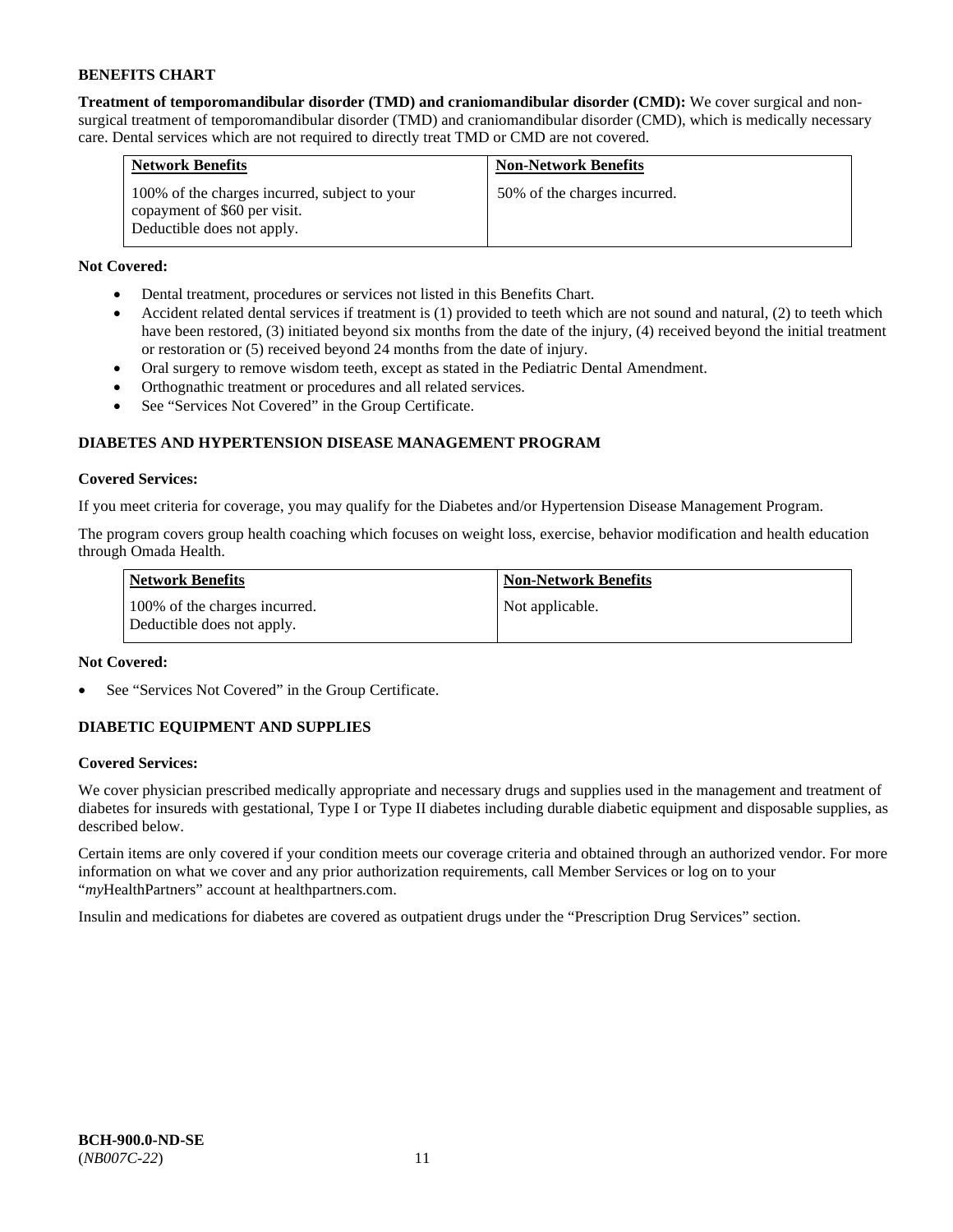**BENEFITS CHART**

**Treatment of temporomandibular disorder (TMD) and craniomandibular disorder (CMD):** We cover surgical and non-surgical treatment of temporomandibular disorder (TMD) and craniomandibular disorder (CMD), which is medically necessary care. Dental services which are not required to directly treat TMD or CMD are not covered.

| Network Benefits | Non-Network Benefits |
|---|---|
| 100% of the charges incurred, subject to your copayment of $60 per visit. Deductible does not apply. | 50% of the charges incurred. |

**Not Covered:**

- Dental treatment, procedures or services not listed in this Benefits Chart.
- Accident related dental services if treatment is (1) provided to teeth which are not sound and natural, (2) to teeth which have been restored, (3) initiated beyond six months from the date of the injury, (4) received beyond the initial treatment or restoration or (5) received beyond 24 months from the date of injury.
- Oral surgery to remove wisdom teeth, except as stated in the Pediatric Dental Amendment.
- Orthognathic treatment or procedures and all related services.
- See "Services Not Covered" in the Group Certificate.

**DIABETES AND HYPERTENSION DISEASE MANAGEMENT PROGRAM**

**Covered Services:**

If you meet criteria for coverage, you may qualify for the Diabetes and/or Hypertension Disease Management Program.

The program covers group health coaching which focuses on weight loss, exercise, behavior modification and health education through Omada Health.

| Network Benefits | Non-Network Benefits |
|---|---|
| 100% of the charges incurred. Deductible does not apply. | Not applicable. |

**Not Covered:**

- See "Services Not Covered" in the Group Certificate.

**DIABETIC EQUIPMENT AND SUPPLIES**

**Covered Services:**

We cover physician prescribed medically appropriate and necessary drugs and supplies used in the management and treatment of diabetes for insureds with gestational, Type I or Type II diabetes including durable diabetic equipment and disposable supplies, as described below.

Certain items are only covered if your condition meets our coverage criteria and obtained through an authorized vendor. For more information on what we cover and any prior authorization requirements, call Member Services or log on to your "*my*HealthPartners" account at healthpartners.com.

Insulin and medications for diabetes are covered as outpatient drugs under the "Prescription Drug Services" section.

**BCH-900.0-ND-SE**
(*NB007C-22*)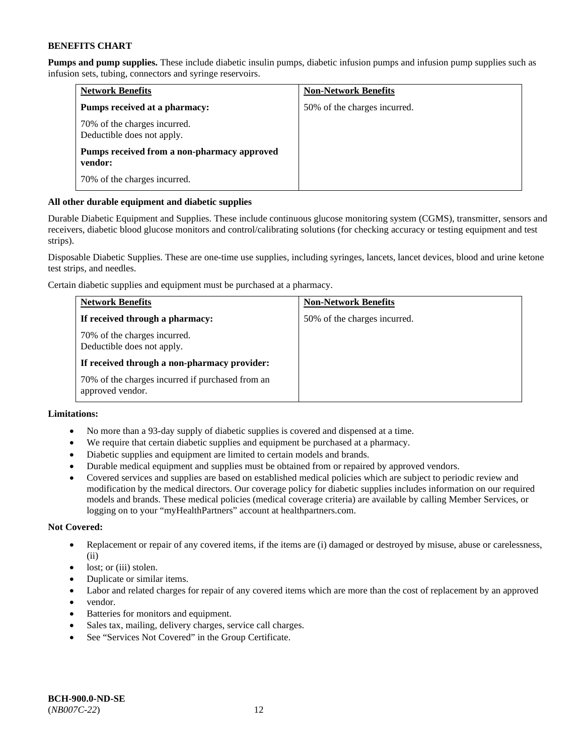**BENEFITS CHART**

**Pumps and pump supplies.** These include diabetic insulin pumps, diabetic infusion pumps and infusion pump supplies such as infusion sets, tubing, connectors and syringe reservoirs.

| Network Benefits | Non-Network Benefits |
|---|---|
| **Pumps received at a pharmacy:**<br><br>70% of the charges incurred.<br>Deductible does not apply.<br><br>**Pumps received from a non-pharmacy approved vendor:**<br><br>70% of the charges incurred. | 50% of the charges incurred. |

**All other durable equipment and diabetic supplies**

Durable Diabetic Equipment and Supplies. These include continuous glucose monitoring system (CGMS), transmitter, sensors and receivers, diabetic blood glucose monitors and control/calibrating solutions (for checking accuracy or testing equipment and test strips).

Disposable Diabetic Supplies. These are one-time use supplies, including syringes, lancets, lancet devices, blood and urine ketone test strips, and needles.

Certain diabetic supplies and equipment must be purchased at a pharmacy.

| Network Benefits | Non-Network Benefits |
|---|---|
| **If received through a pharmacy:**<br><br>70% of the charges incurred.<br>Deductible does not apply.<br><br>**If received through a non-pharmacy provider:**<br><br>70% of the charges incurred if purchased from an approved vendor. | 50% of the charges incurred. |

**Limitations:**

- No more than a 93-day supply of diabetic supplies is covered and dispensed at a time.
- We require that certain diabetic supplies and equipment be purchased at a pharmacy.
- Diabetic supplies and equipment are limited to certain models and brands.
- Durable medical equipment and supplies must be obtained from or repaired by approved vendors.
- Covered services and supplies are based on established medical policies which are subject to periodic review and modification by the medical directors. Our coverage policy for diabetic supplies includes information on our required models and brands. These medical policies (medical coverage criteria) are available by calling Member Services, or logging on to your "myHealthPartners" account at healthpartners.com.

**Not Covered:**

- Replacement or repair of any covered items, if the items are (i) damaged or destroyed by misuse, abuse or carelessness, (ii)
- lost; or (iii) stolen.
- Duplicate or similar items.
- Labor and related charges for repair of any covered items which are more than the cost of replacement by an approved
- vendor.
- Batteries for monitors and equipment.
- Sales tax, mailing, delivery charges, service call charges.
- See "Services Not Covered" in the Group Certificate.

**BCH-900.0-ND-SE**
(*NB007C-22*)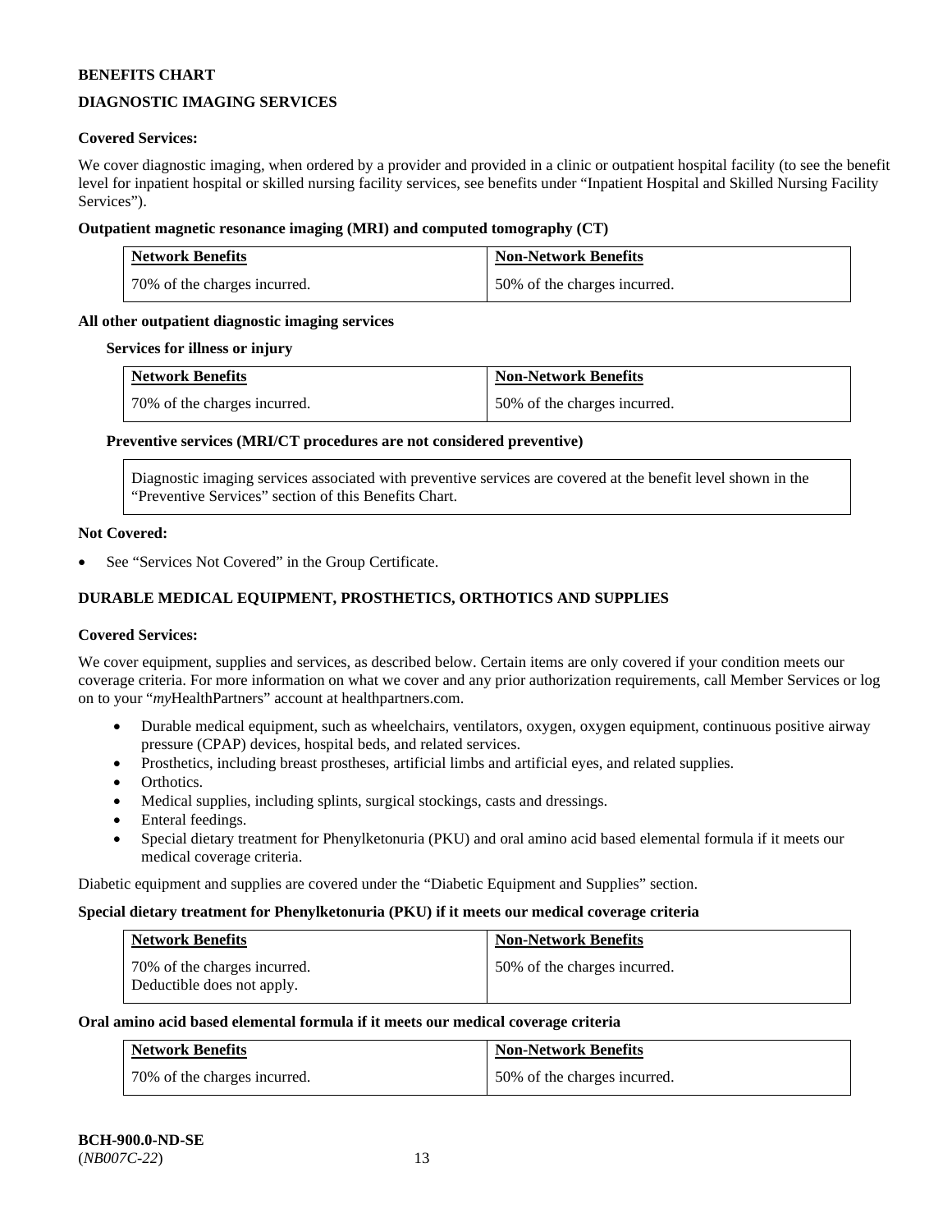**BENEFITS CHART**

**DIAGNOSTIC IMAGING SERVICES**

**Covered Services:**

We cover diagnostic imaging, when ordered by a provider and provided in a clinic or outpatient hospital facility (to see the benefit level for inpatient hospital or skilled nursing facility services, see benefits under "Inpatient Hospital and Skilled Nursing Facility Services").

**Outpatient magnetic resonance imaging (MRI) and computed tomography (CT)**

| Network Benefits | Non-Network Benefits |
|---|---|
| 70% of the charges incurred. | 50% of the charges incurred. |

**All other outpatient diagnostic imaging services**

**Services for illness or injury**

| Network Benefits | Non-Network Benefits |
|---|---|
| 70% of the charges incurred. | 50% of the charges incurred. |

**Preventive services (MRI/CT procedures are not considered preventive)**

| Diagnostic imaging services associated with preventive services are covered at the benefit level shown in the "Preventive Services" section of this Benefits Chart. |
|---|

**Not Covered:**

- See "Services Not Covered" in the Group Certificate.

**DURABLE MEDICAL EQUIPMENT, PROSTHETICS, ORTHOTICS AND SUPPLIES**

**Covered Services:**

We cover equipment, supplies and services, as described below. Certain items are only covered if your condition meets our coverage criteria. For more information on what we cover and any prior authorization requirements, call Member Services or log on to your "*my*HealthPartners" account at healthpartners.com.

- Durable medical equipment, such as wheelchairs, ventilators, oxygen, oxygen equipment, continuous positive airway pressure (CPAP) devices, hospital beds, and related services.
- Prosthetics, including breast prostheses, artificial limbs and artificial eyes, and related supplies.
- Orthotics.
- Medical supplies, including splints, surgical stockings, casts and dressings.
- Enteral feedings.
- Special dietary treatment for Phenylketonuria (PKU) and oral amino acid based elemental formula if it meets our medical coverage criteria.

Diabetic equipment and supplies are covered under the "Diabetic Equipment and Supplies" section.

**Special dietary treatment for Phenylketonuria (PKU) if it meets our medical coverage criteria**

| Network Benefits | Non-Network Benefits |
|---|---|
| 70% of the charges incurred. Deductible does not apply. | 50% of the charges incurred. |

**Oral amino acid based elemental formula if it meets our medical coverage criteria**

| Network Benefits | Non-Network Benefits |
|---|---|
| 70% of the charges incurred. | 50% of the charges incurred. |

**BCH-900.0-ND-SE**
(*NB007C-22*)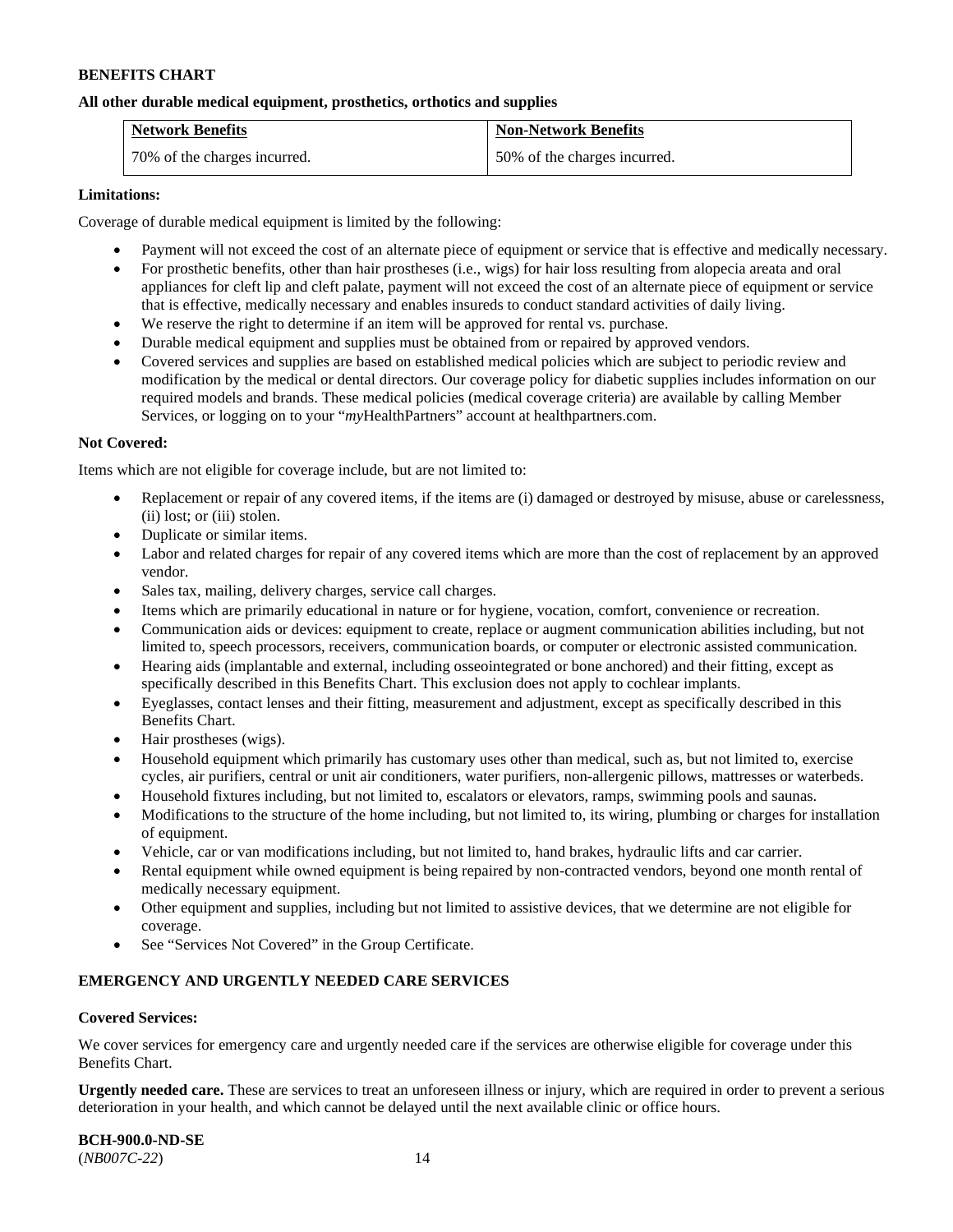**BENEFITS CHART**

**All other durable medical equipment, prosthetics, orthotics and supplies**

| Network Benefits | Non-Network Benefits |
|---|---|
| 70% of the charges incurred. | 50% of the charges incurred. |

**Limitations:**

Coverage of durable medical equipment is limited by the following:

- Payment will not exceed the cost of an alternate piece of equipment or service that is effective and medically necessary.
- For prosthetic benefits, other than hair prostheses (i.e., wigs) for hair loss resulting from alopecia areata and oral appliances for cleft lip and cleft palate, payment will not exceed the cost of an alternate piece of equipment or service that is effective, medically necessary and enables insureds to conduct standard activities of daily living.
- We reserve the right to determine if an item will be approved for rental vs. purchase.
- Durable medical equipment and supplies must be obtained from or repaired by approved vendors.
- Covered services and supplies are based on established medical policies which are subject to periodic review and modification by the medical or dental directors. Our coverage policy for diabetic supplies includes information on our required models and brands. These medical policies (medical coverage criteria) are available by calling Member Services, or logging on to your "*my*HealthPartners" account at healthpartners.com.

**Not Covered:**

Items which are not eligible for coverage include, but are not limited to:

- Replacement or repair of any covered items, if the items are (i) damaged or destroyed by misuse, abuse or carelessness, (ii) lost; or (iii) stolen.
- Duplicate or similar items.
- Labor and related charges for repair of any covered items which are more than the cost of replacement by an approved vendor.
- Sales tax, mailing, delivery charges, service call charges.
- Items which are primarily educational in nature or for hygiene, vocation, comfort, convenience or recreation.
- Communication aids or devices: equipment to create, replace or augment communication abilities including, but not limited to, speech processors, receivers, communication boards, or computer or electronic assisted communication.
- Hearing aids (implantable and external, including osseointegrated or bone anchored) and their fitting, except as specifically described in this Benefits Chart. This exclusion does not apply to cochlear implants.
- Eyeglasses, contact lenses and their fitting, measurement and adjustment, except as specifically described in this Benefits Chart.
- Hair prostheses (wigs).
- Household equipment which primarily has customary uses other than medical, such as, but not limited to, exercise cycles, air purifiers, central or unit air conditioners, water purifiers, non-allergenic pillows, mattresses or waterbeds.
- Household fixtures including, but not limited to, escalators or elevators, ramps, swimming pools and saunas.
- Modifications to the structure of the home including, but not limited to, its wiring, plumbing or charges for installation of equipment.
- Vehicle, car or van modifications including, but not limited to, hand brakes, hydraulic lifts and car carrier.
- Rental equipment while owned equipment is being repaired by non-contracted vendors, beyond one month rental of medically necessary equipment.
- Other equipment and supplies, including but not limited to assistive devices, that we determine are not eligible for coverage.
- See "Services Not Covered" in the Group Certificate.

**EMERGENCY AND URGENTLY NEEDED CARE SERVICES**

**Covered Services:**

We cover services for emergency care and urgently needed care if the services are otherwise eligible for coverage under this Benefits Chart.

**Urgently needed care.** These are services to treat an unforeseen illness or injury, which are required in order to prevent a serious deterioration in your health, and which cannot be delayed until the next available clinic or office hours.

**BCH-900.0-ND-SE**
(*NB007C-22*)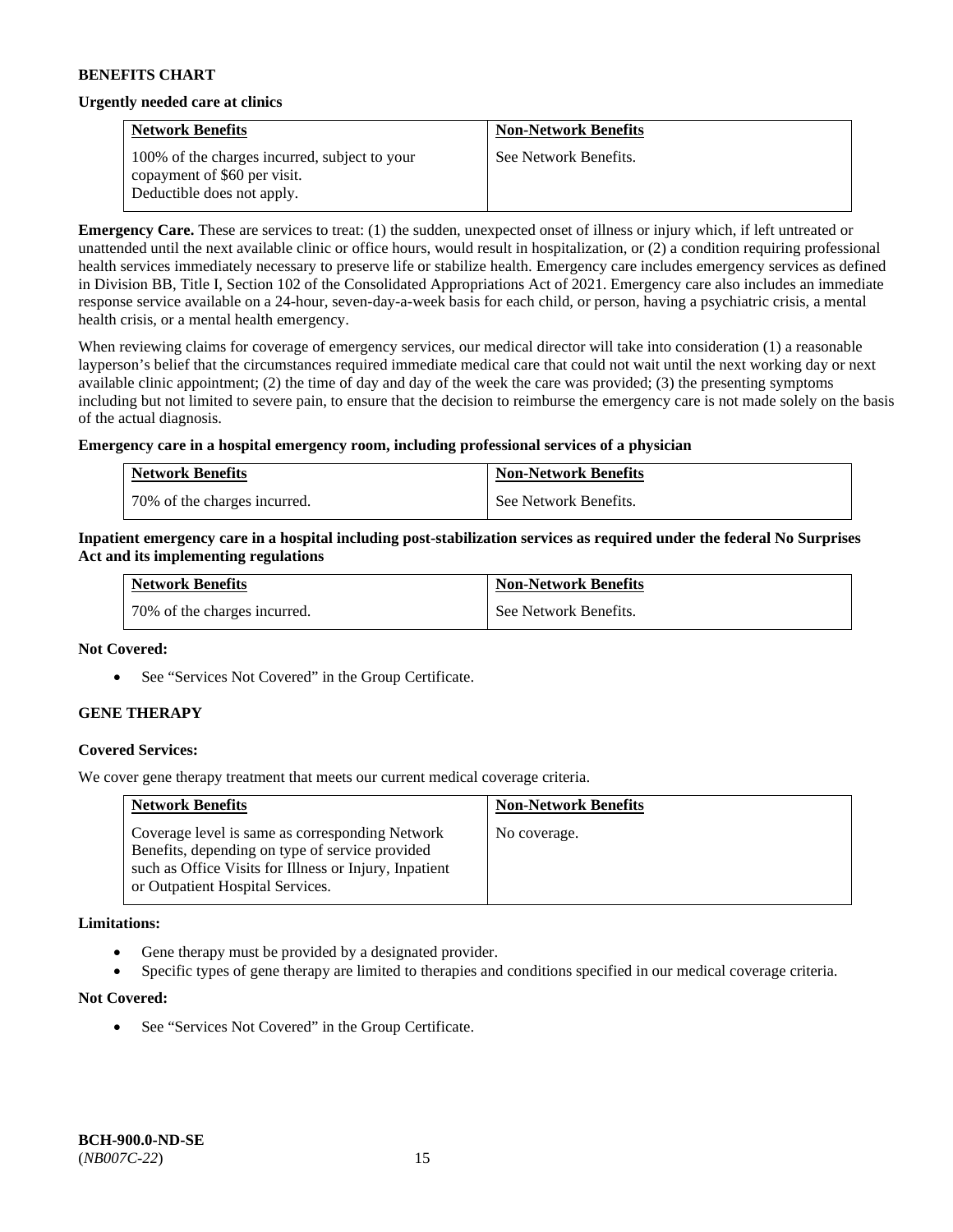**BENEFITS CHART**

**Urgently needed care at clinics**

| Network Benefits | Non-Network Benefits |
|---|---|
| 100% of the charges incurred, subject to your copayment of $60 per visit. Deductible does not apply. | See Network Benefits. |

**Emergency Care.** These are services to treat: (1) the sudden, unexpected onset of illness or injury which, if left untreated or unattended until the next available clinic or office hours, would result in hospitalization, or (2) a condition requiring professional health services immediately necessary to preserve life or stabilize health. Emergency care includes emergency services as defined in Division BB, Title I, Section 102 of the Consolidated Appropriations Act of 2021. Emergency care also includes an immediate response service available on a 24-hour, seven-day-a-week basis for each child, or person, having a psychiatric crisis, a mental health crisis, or a mental health emergency.

When reviewing claims for coverage of emergency services, our medical director will take into consideration (1) a reasonable layperson's belief that the circumstances required immediate medical care that could not wait until the next working day or next available clinic appointment; (2) the time of day and day of the week the care was provided; (3) the presenting symptoms including but not limited to severe pain, to ensure that the decision to reimburse the emergency care is not made solely on the basis of the actual diagnosis.

**Emergency care in a hospital emergency room, including professional services of a physician**

| Network Benefits | Non-Network Benefits |
|---|---|
| 70% of the charges incurred. | See Network Benefits. |

**Inpatient emergency care in a hospital including post-stabilization services as required under the federal No Surprises Act and its implementing regulations**

| Network Benefits | Non-Network Benefits |
|---|---|
| 70% of the charges incurred. | See Network Benefits. |

**Not Covered:**

- See "Services Not Covered" in the Group Certificate.

**GENE THERAPY**

**Covered Services:**

We cover gene therapy treatment that meets our current medical coverage criteria.

| Network Benefits | Non-Network Benefits |
|---|---|
| Coverage level is same as corresponding Network Benefits, depending on type of service provided such as Office Visits for Illness or Injury, Inpatient or Outpatient Hospital Services. | No coverage. |

**Limitations:**

- Gene therapy must be provided by a designated provider.
- Specific types of gene therapy are limited to therapies and conditions specified in our medical coverage criteria.

**Not Covered:**

- See "Services Not Covered" in the Group Certificate.

**BCH-900.0-ND-SE**
(*NB007C-22*)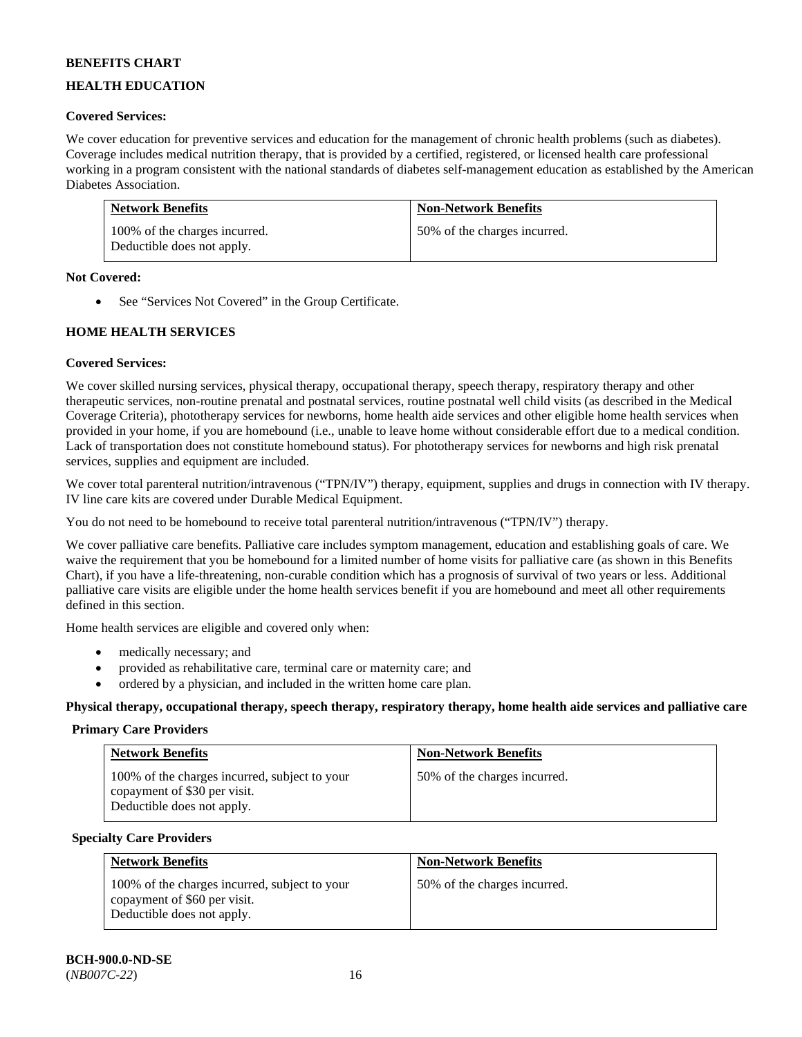**BENEFITS CHART**

## HEALTH EDUCATION

**Covered Services:**

We cover education for preventive services and education for the management of chronic health problems (such as diabetes). Coverage includes medical nutrition therapy, that is provided by a certified, registered, or licensed health care professional working in a program consistent with the national standards of diabetes self-management education as established by the American Diabetes Association.

| Network Benefits | Non-Network Benefits |
|---|---|
| 100% of the charges incurred. Deductible does not apply. | 50% of the charges incurred. |

**Not Covered:**

- See "Services Not Covered" in the Group Certificate.

## HOME HEALTH SERVICES

**Covered Services:**

We cover skilled nursing services, physical therapy, occupational therapy, speech therapy, respiratory therapy and other therapeutic services, non-routine prenatal and postnatal services, routine postnatal well child visits (as described in the Medical Coverage Criteria), phototherapy services for newborns, home health aide services and other eligible home health services when provided in your home, if you are homebound (i.e., unable to leave home without considerable effort due to a medical condition. Lack of transportation does not constitute homebound status). For phototherapy services for newborns and high risk prenatal services, supplies and equipment are included.

We cover total parenteral nutrition/intravenous ("TPN/IV") therapy, equipment, supplies and drugs in connection with IV therapy. IV line care kits are covered under Durable Medical Equipment.

You do not need to be homebound to receive total parenteral nutrition/intravenous ("TPN/IV") therapy.

We cover palliative care benefits. Palliative care includes symptom management, education and establishing goals of care. We waive the requirement that you be homebound for a limited number of home visits for palliative care (as shown in this Benefits Chart), if you have a life-threatening, non-curable condition which has a prognosis of survival of two years or less. Additional palliative care visits are eligible under the home health services benefit if you are homebound and meet all other requirements defined in this section.

Home health services are eligible and covered only when:

- medically necessary; and
- provided as rehabilitative care, terminal care or maternity care; and
- ordered by a physician, and included in the written home care plan.

**Physical therapy, occupational therapy, speech therapy, respiratory therapy, home health aide services and palliative care**

**Primary Care Providers**

| Network Benefits | Non-Network Benefits |
|---|---|
| 100% of the charges incurred, subject to your copayment of $30 per visit. Deductible does not apply. | 50% of the charges incurred. |

**Specialty Care Providers**

| Network Benefits | Non-Network Benefits |
|---|---|
| 100% of the charges incurred, subject to your copayment of $60 per visit. Deductible does not apply. | 50% of the charges incurred. |

**BCH-900.0-ND-SE**
(*NB007C-22*)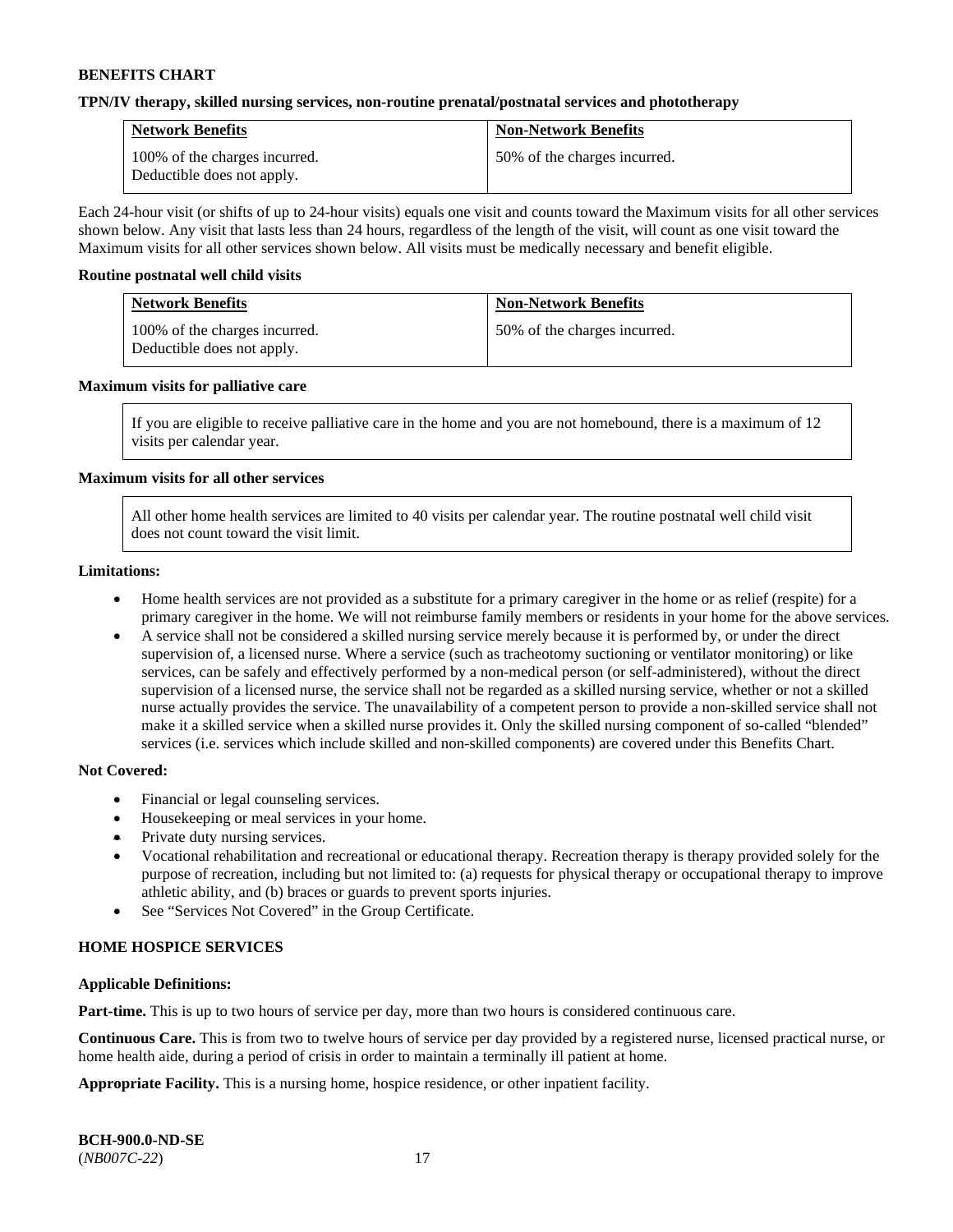**BENEFITS CHART**

**TPN/IV therapy, skilled nursing services, non-routine prenatal/postnatal services and phototherapy**

| Network Benefits | Non-Network Benefits |
| --- | --- |
| 100% of the charges incurred. Deductible does not apply. | 50% of the charges incurred. |

Each 24-hour visit (or shifts of up to 24-hour visits) equals one visit and counts toward the Maximum visits for all other services shown below. Any visit that lasts less than 24 hours, regardless of the length of the visit, will count as one visit toward the Maximum visits for all other services shown below. All visits must be medically necessary and benefit eligible.

**Routine postnatal well child visits**

| Network Benefits | Non-Network Benefits |
| --- | --- |
| 100% of the charges incurred. Deductible does not apply. | 50% of the charges incurred. |

**Maximum visits for palliative care**

If you are eligible to receive palliative care in the home and you are not homebound, there is a maximum of 12 visits per calendar year.

**Maximum visits for all other services**

All other home health services are limited to 40 visits per calendar year. The routine postnatal well child visit does not count toward the visit limit.

**Limitations:**

- Home health services are not provided as a substitute for a primary caregiver in the home or as relief (respite) for a primary caregiver in the home. We will not reimburse family members or residents in your home for the above services.
- A service shall not be considered a skilled nursing service merely because it is performed by, or under the direct supervision of, a licensed nurse. Where a service (such as tracheotomy suctioning or ventilator monitoring) or like services, can be safely and effectively performed by a non-medical person (or self-administered), without the direct supervision of a licensed nurse, the service shall not be regarded as a skilled nursing service, whether or not a skilled nurse actually provides the service. The unavailability of a competent person to provide a non-skilled service shall not make it a skilled service when a skilled nurse provides it. Only the skilled nursing component of so-called "blended" services (i.e. services which include skilled and non-skilled components) are covered under this Benefits Chart.

**Not Covered:**

- Financial or legal counseling services.
- Housekeeping or meal services in your home.
- Private duty nursing services.
- Vocational rehabilitation and recreational or educational therapy. Recreation therapy is therapy provided solely for the purpose of recreation, including but not limited to: (a) requests for physical therapy or occupational therapy to improve athletic ability, and (b) braces or guards to prevent sports injuries.
- See "Services Not Covered" in the Group Certificate.

**HOME HOSPICE SERVICES**

**Applicable Definitions:**

**Part-time.** This is up to two hours of service per day, more than two hours is considered continuous care.

**Continuous Care.** This is from two to twelve hours of service per day provided by a registered nurse, licensed practical nurse, or home health aide, during a period of crisis in order to maintain a terminally ill patient at home.

**Appropriate Facility.** This is a nursing home, hospice residence, or other inpatient facility.

**BCH-900.0-ND-SE**
(*NB007C-22*)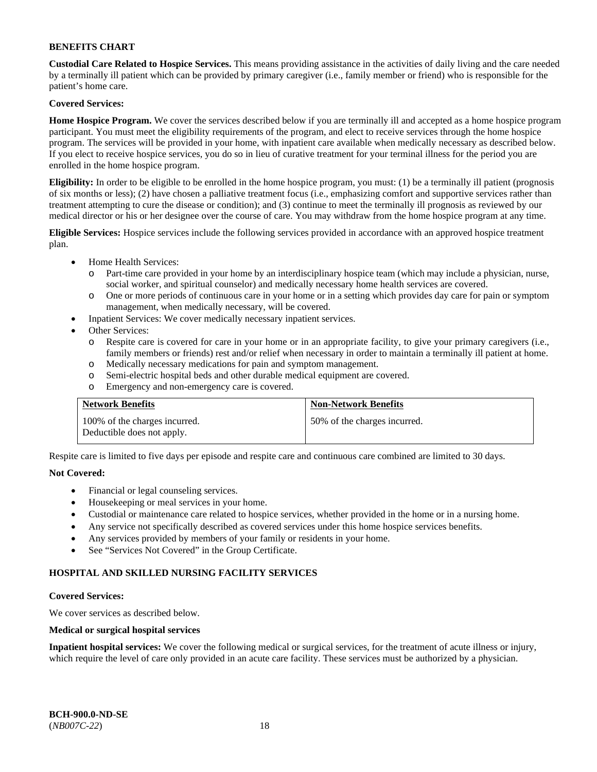**BENEFITS CHART**

**Custodial Care Related to Hospice Services.** This means providing assistance in the activities of daily living and the care needed by a terminally ill patient which can be provided by primary caregiver (i.e., family member or friend) who is responsible for the patient's home care.

**Covered Services:**

**Home Hospice Program.** We cover the services described below if you are terminally ill and accepted as a home hospice program participant. You must meet the eligibility requirements of the program, and elect to receive services through the home hospice program. The services will be provided in your home, with inpatient care available when medically necessary as described below. If you elect to receive hospice services, you do so in lieu of curative treatment for your terminal illness for the period you are enrolled in the home hospice program.

**Eligibility:** In order to be eligible to be enrolled in the home hospice program, you must: (1) be a terminally ill patient (prognosis of six months or less); (2) have chosen a palliative treatment focus (i.e., emphasizing comfort and supportive services rather than treatment attempting to cure the disease or condition); and (3) continue to meet the terminally ill prognosis as reviewed by our medical director or his or her designee over the course of care. You may withdraw from the home hospice program at any time.

**Eligible Services:** Hospice services include the following services provided in accordance with an approved hospice treatment plan.

- Home Health Services:
  - Part-time care provided in your home by an interdisciplinary hospice team (which may include a physician, nurse, social worker, and spiritual counselor) and medically necessary home health services are covered.
  - One or more periods of continuous care in your home or in a setting which provides day care for pain or symptom management, when medically necessary, will be covered.
- Inpatient Services: We cover medically necessary inpatient services.
- Other Services:
  - Respite care is covered for care in your home or in an appropriate facility, to give your primary caregivers (i.e., family members or friends) rest and/or relief when necessary in order to maintain a terminally ill patient at home.
  - Medically necessary medications for pain and symptom management.
  - Semi-electric hospital beds and other durable medical equipment are covered.
  - Emergency and non-emergency care is covered.

| **Network Benefits** | **Non-Network Benefits** |
|---|---|
| 100% of the charges incurred. Deductible does not apply. | 50% of the charges incurred. |

Respite care is limited to five days per episode and respite care and continuous care combined are limited to 30 days.

**Not Covered:**

- Financial or legal counseling services.
- Housekeeping or meal services in your home.
- Custodial or maintenance care related to hospice services, whether provided in the home or in a nursing home.
- Any service not specifically described as covered services under this home hospice services benefits.
- Any services provided by members of your family or residents in your home.
- See "Services Not Covered" in the Group Certificate.

## HOSPITAL AND SKILLED NURSING FACILITY SERVICES

**Covered Services:**

We cover services as described below.

**Medical or surgical hospital services**

**Inpatient hospital services:** We cover the following medical or surgical services, for the treatment of acute illness or injury, which require the level of care only provided in an acute care facility. These services must be authorized by a physician.

**BCH-900.0-ND-SE**
(*NB007C-22*)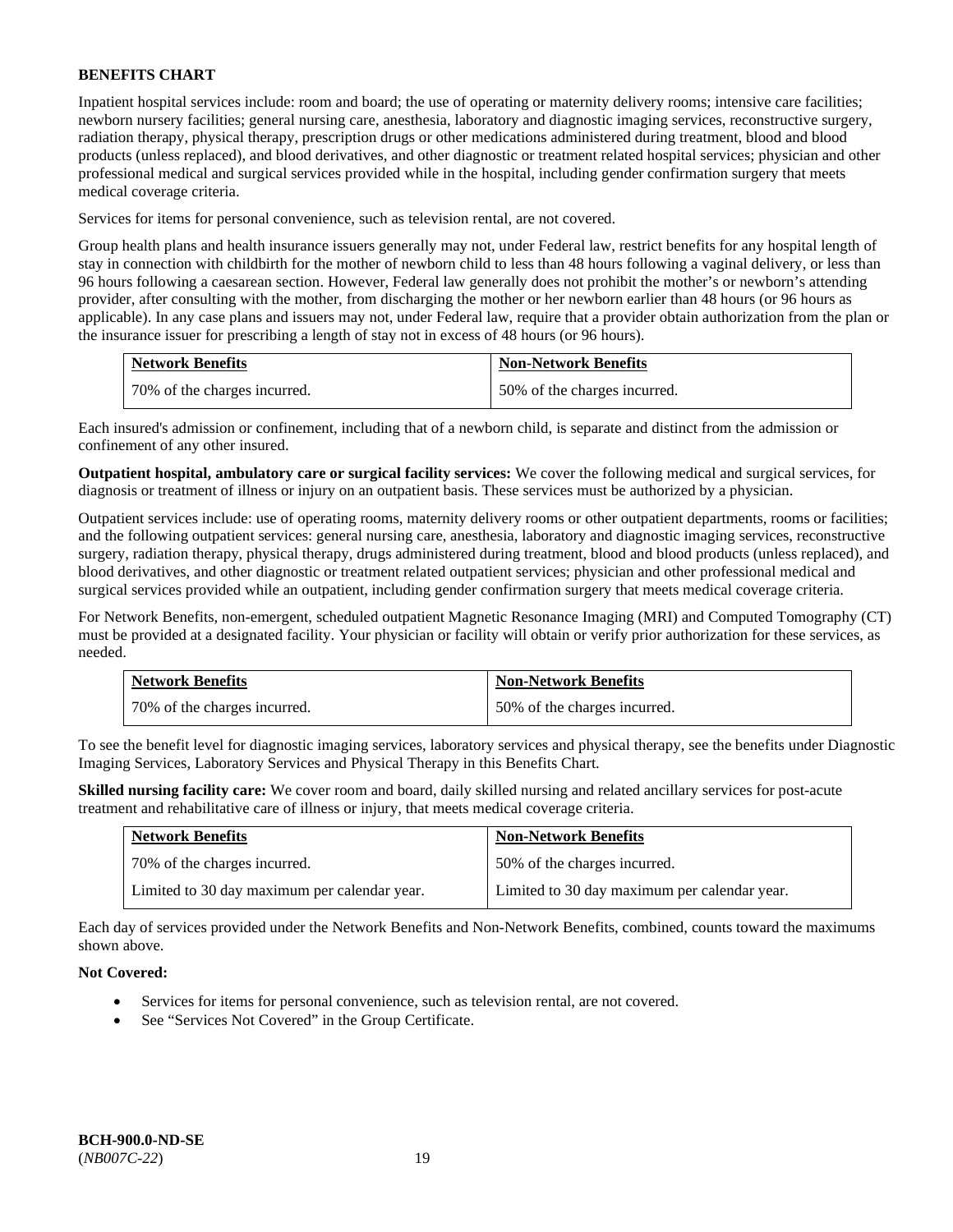**BENEFITS CHART**

Inpatient hospital services include: room and board; the use of operating or maternity delivery rooms; intensive care facilities; newborn nursery facilities; general nursing care, anesthesia, laboratory and diagnostic imaging services, reconstructive surgery, radiation therapy, physical therapy, prescription drugs or other medications administered during treatment, blood and blood products (unless replaced), and blood derivatives, and other diagnostic or treatment related hospital services; physician and other professional medical and surgical services provided while in the hospital, including gender confirmation surgery that meets medical coverage criteria.

Services for items for personal convenience, such as television rental, are not covered.

Group health plans and health insurance issuers generally may not, under Federal law, restrict benefits for any hospital length of stay in connection with childbirth for the mother of newborn child to less than 48 hours following a vaginal delivery, or less than 96 hours following a caesarean section. However, Federal law generally does not prohibit the mother's or newborn's attending provider, after consulting with the mother, from discharging the mother or her newborn earlier than 48 hours (or 96 hours as applicable). In any case plans and issuers may not, under Federal law, require that a provider obtain authorization from the plan or the insurance issuer for prescribing a length of stay not in excess of 48 hours (or 96 hours).

| Network Benefits | Non-Network Benefits |
|---|---|
| 70% of the charges incurred. | 50% of the charges incurred. |

Each insured's admission or confinement, including that of a newborn child, is separate and distinct from the admission or confinement of any other insured.

**Outpatient hospital, ambulatory care or surgical facility services:** We cover the following medical and surgical services, for diagnosis or treatment of illness or injury on an outpatient basis. These services must be authorized by a physician.

Outpatient services include: use of operating rooms, maternity delivery rooms or other outpatient departments, rooms or facilities; and the following outpatient services: general nursing care, anesthesia, laboratory and diagnostic imaging services, reconstructive surgery, radiation therapy, physical therapy, drugs administered during treatment, blood and blood products (unless replaced), and blood derivatives, and other diagnostic or treatment related outpatient services; physician and other professional medical and surgical services provided while an outpatient, including gender confirmation surgery that meets medical coverage criteria.

For Network Benefits, non-emergent, scheduled outpatient Magnetic Resonance Imaging (MRI) and Computed Tomography (CT) must be provided at a designated facility. Your physician or facility will obtain or verify prior authorization for these services, as needed.

| Network Benefits | Non-Network Benefits |
|---|---|
| 70% of the charges incurred. | 50% of the charges incurred. |

To see the benefit level for diagnostic imaging services, laboratory services and physical therapy, see the benefits under Diagnostic Imaging Services, Laboratory Services and Physical Therapy in this Benefits Chart.

**Skilled nursing facility care:** We cover room and board, daily skilled nursing and related ancillary services for post-acute treatment and rehabilitative care of illness or injury, that meets medical coverage criteria.

| Network Benefits | Non-Network Benefits |
|---|---|
| 70% of the charges incurred. | 50% of the charges incurred. |
| Limited to 30 day maximum per calendar year. | Limited to 30 day maximum per calendar year. |

Each day of services provided under the Network Benefits and Non-Network Benefits, combined, counts toward the maximums shown above.

**Not Covered:**

- Services for items for personal convenience, such as television rental, are not covered.
- See "Services Not Covered" in the Group Certificate.

**BCH-900.0-ND-SE**
(*NB007C-22*)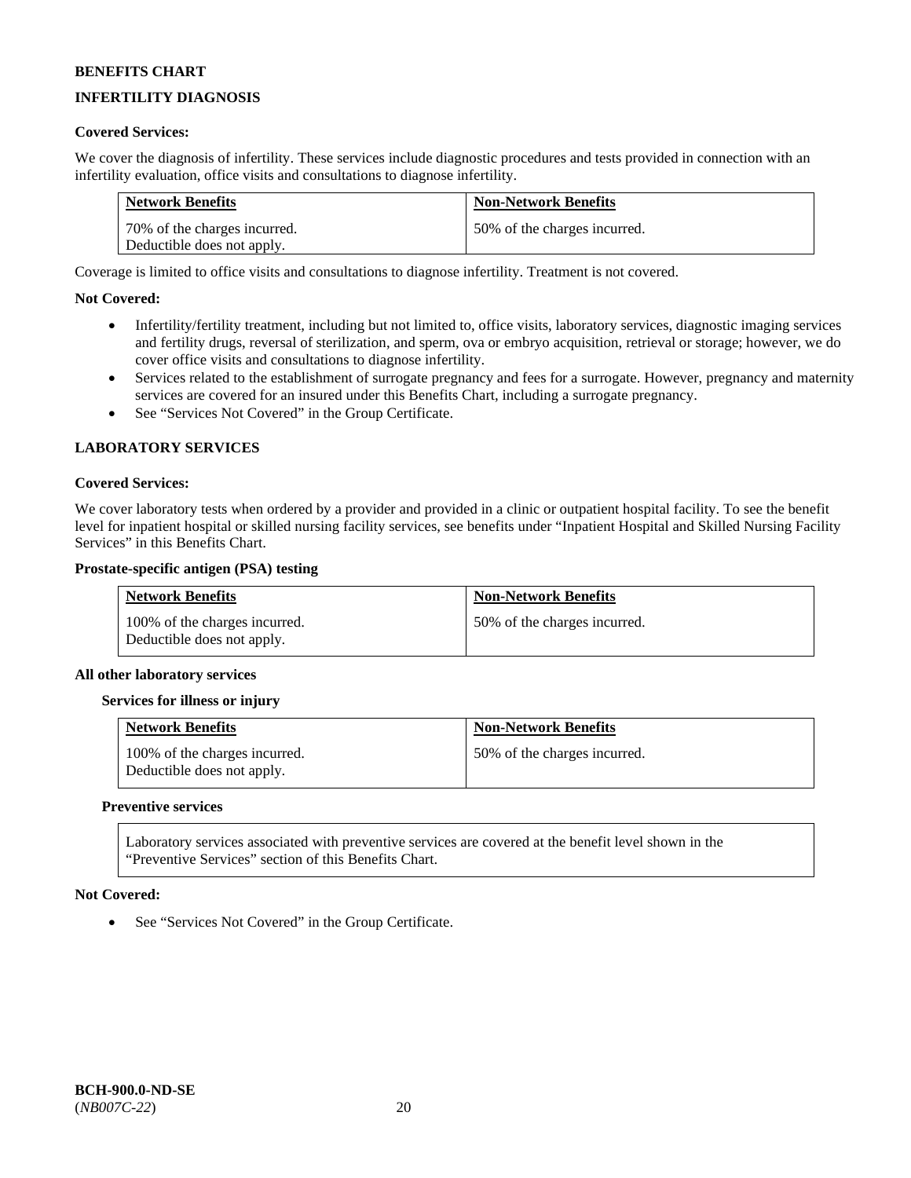**BENEFITS CHART**

**INFERTILITY DIAGNOSIS**

**Covered Services:**

We cover the diagnosis of infertility. These services include diagnostic procedures and tests provided in connection with an infertility evaluation, office visits and consultations to diagnose infertility.

| Network Benefits | Non-Network Benefits |
|---|---|
| 70% of the charges incurred. Deductible does not apply. | 50% of the charges incurred. |

Coverage is limited to office visits and consultations to diagnose infertility. Treatment is not covered.

**Not Covered:**

- Infertility/fertility treatment, including but not limited to, office visits, laboratory services, diagnostic imaging services and fertility drugs, reversal of sterilization, and sperm, ova or embryo acquisition, retrieval or storage; however, we do cover office visits and consultations to diagnose infertility.
- Services related to the establishment of surrogate pregnancy and fees for a surrogate. However, pregnancy and maternity services are covered for an insured under this Benefits Chart, including a surrogate pregnancy.
- See "Services Not Covered" in the Group Certificate.

**LABORATORY SERVICES**

**Covered Services:**

We cover laboratory tests when ordered by a provider and provided in a clinic or outpatient hospital facility. To see the benefit level for inpatient hospital or skilled nursing facility services, see benefits under "Inpatient Hospital and Skilled Nursing Facility Services" in this Benefits Chart.

**Prostate-specific antigen (PSA) testing**

| Network Benefits | Non-Network Benefits |
|---|---|
| 100% of the charges incurred. Deductible does not apply. | 50% of the charges incurred. |

**All other laboratory services**

**Services for illness or injury**

| Network Benefits | Non-Network Benefits |
|---|---|
| 100% of the charges incurred. Deductible does not apply. | 50% of the charges incurred. |

**Preventive services**

Laboratory services associated with preventive services are covered at the benefit level shown in the "Preventive Services" section of this Benefits Chart.

**Not Covered:**

- See "Services Not Covered" in the Group Certificate.

**BCH-900.0-ND-SE**
(*NB007C-22*)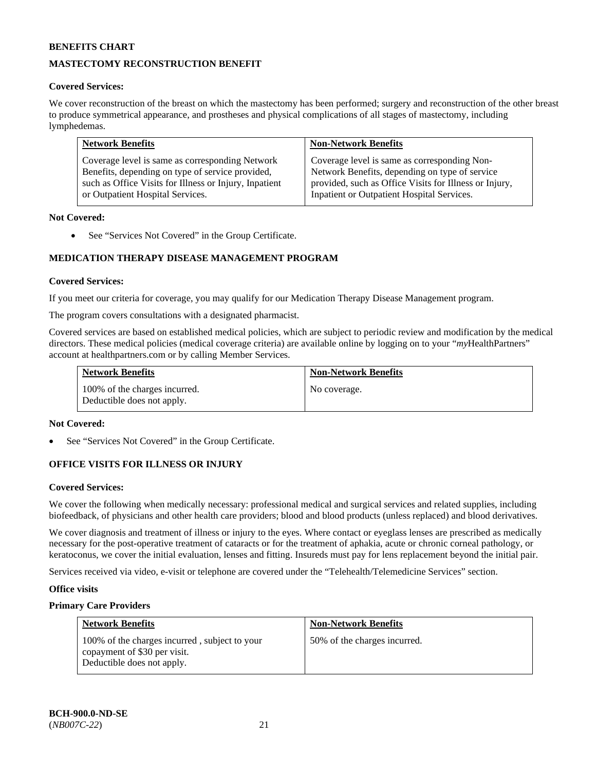**BENEFITS CHART**

**MASTECTOMY RECONSTRUCTION BENEFIT**

**Covered Services:**

We cover reconstruction of the breast on which the mastectomy has been performed; surgery and reconstruction of the other breast to produce symmetrical appearance, and prostheses and physical complications of all stages of mastectomy, including lymphedemas.

| Network Benefits | Non-Network Benefits |
|---|---|
| Coverage level is same as corresponding Network Benefits, depending on type of service provided, such as Office Visits for Illness or Injury, Inpatient or Outpatient Hospital Services. | Coverage level is same as corresponding Non-Network Benefits, depending on type of service provided, such as Office Visits for Illness or Injury, Inpatient or Outpatient Hospital Services. |

**Not Covered:**

- See "Services Not Covered" in the Group Certificate.

**MEDICATION THERAPY DISEASE MANAGEMENT PROGRAM**

**Covered Services:**

If you meet our criteria for coverage, you may qualify for our Medication Therapy Disease Management program.

The program covers consultations with a designated pharmacist.

Covered services are based on established medical policies, which are subject to periodic review and modification by the medical directors. These medical policies (medical coverage criteria) are available online by logging on to your "*my*HealthPartners" account at healthpartners.com or by calling Member Services.

| Network Benefits | Non-Network Benefits |
|---|---|
| 100% of the charges incurred. Deductible does not apply. | No coverage. |

**Not Covered:**

- See "Services Not Covered" in the Group Certificate.

**OFFICE VISITS FOR ILLNESS OR INJURY**

**Covered Services:**

We cover the following when medically necessary: professional medical and surgical services and related supplies, including biofeedback, of physicians and other health care providers; blood and blood products (unless replaced) and blood derivatives.

We cover diagnosis and treatment of illness or injury to the eyes. Where contact or eyeglass lenses are prescribed as medically necessary for the post-operative treatment of cataracts or for the treatment of aphakia, acute or chronic corneal pathology, or keratoconus, we cover the initial evaluation, lenses and fitting. Insureds must pay for lens replacement beyond the initial pair.

Services received via video, e-visit or telephone are covered under the "Telehealth/Telemedicine Services" section.

**Office visits**

**Primary Care Providers**

| Network Benefits | Non-Network Benefits |
|---|---|
| 100% of the charges incurred , subject to your copayment of $30 per visit. Deductible does not apply. | 50% of the charges incurred. |

**BCH-900.0-ND-SE**
(*NB007C-22*)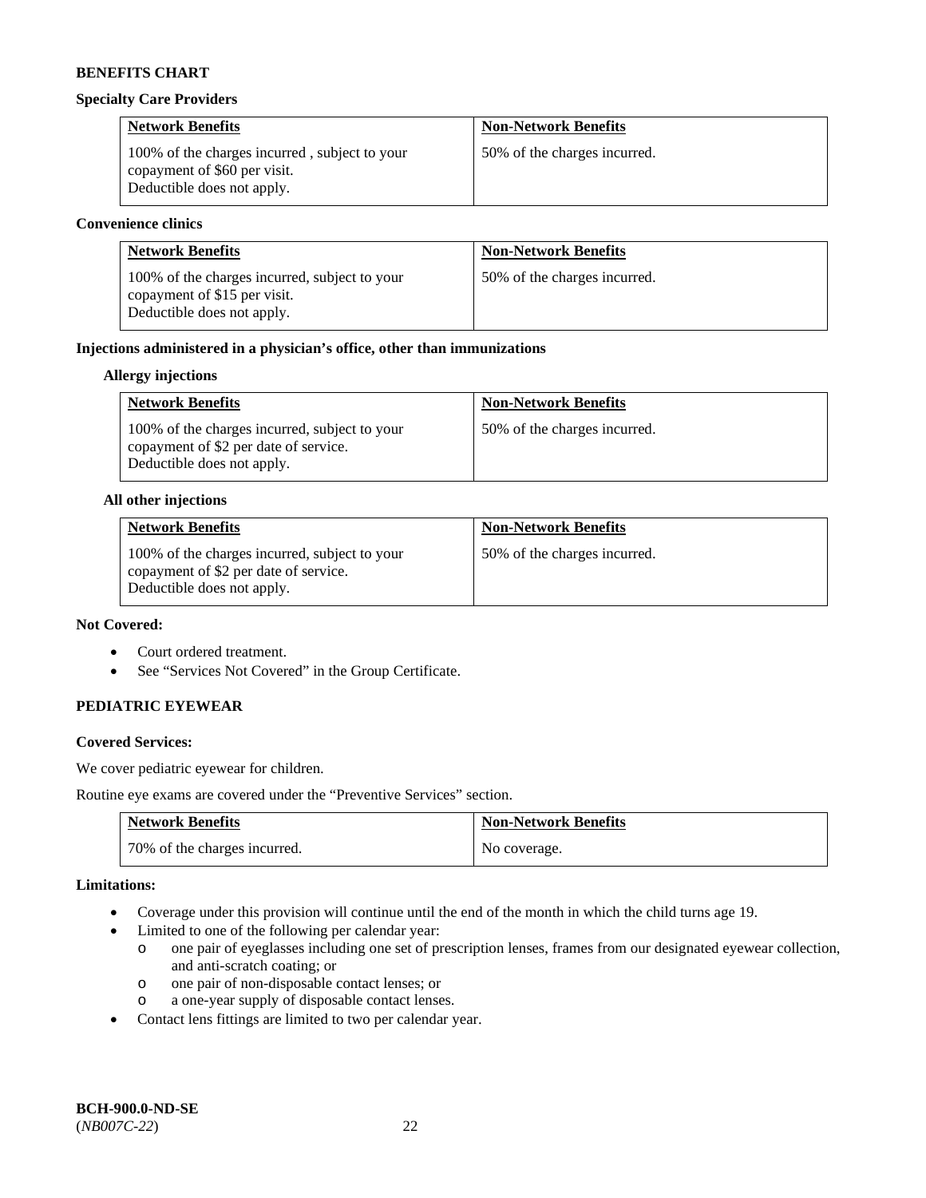**BENEFITS CHART**

**Specialty Care Providers**

| Network Benefits | Non-Network Benefits |
|---|---|
| 100% of the charges incurred , subject to your copayment of $60 per visit. Deductible does not apply. | 50% of the charges incurred. |

**Convenience clinics**

| Network Benefits | Non-Network Benefits |
|---|---|
| 100% of the charges incurred, subject to your copayment of $15 per visit. Deductible does not apply. | 50% of the charges incurred. |

**Injections administered in a physician's office, other than immunizations**

**Allergy injections**

| Network Benefits | Non-Network Benefits |
|---|---|
| 100% of the charges incurred, subject to your copayment of $2 per date of service. Deductible does not apply. | 50% of the charges incurred. |

**All other injections**

| Network Benefits | Non-Network Benefits |
|---|---|
| 100% of the charges incurred, subject to your copayment of $2 per date of service. Deductible does not apply. | 50% of the charges incurred. |

**Not Covered:**

- Court ordered treatment.
- See "Services Not Covered" in the Group Certificate.

**PEDIATRIC EYEWEAR**

**Covered Services:**

We cover pediatric eyewear for children.

Routine eye exams are covered under the "Preventive Services" section.

| Network Benefits | Non-Network Benefits |
|---|---|
| 70% of the charges incurred. | No coverage. |

**Limitations:**

- Coverage under this provision will continue until the end of the month in which the child turns age 19.
- Limited to one of the following per calendar year:
  - one pair of eyeglasses including one set of prescription lenses, frames from our designated eyewear collection, and anti-scratch coating; or
  - one pair of non-disposable contact lenses; or
  - a one-year supply of disposable contact lenses.
- Contact lens fittings are limited to two per calendar year.

**BCH-900.0-ND-SE**
(*NB007C-22*)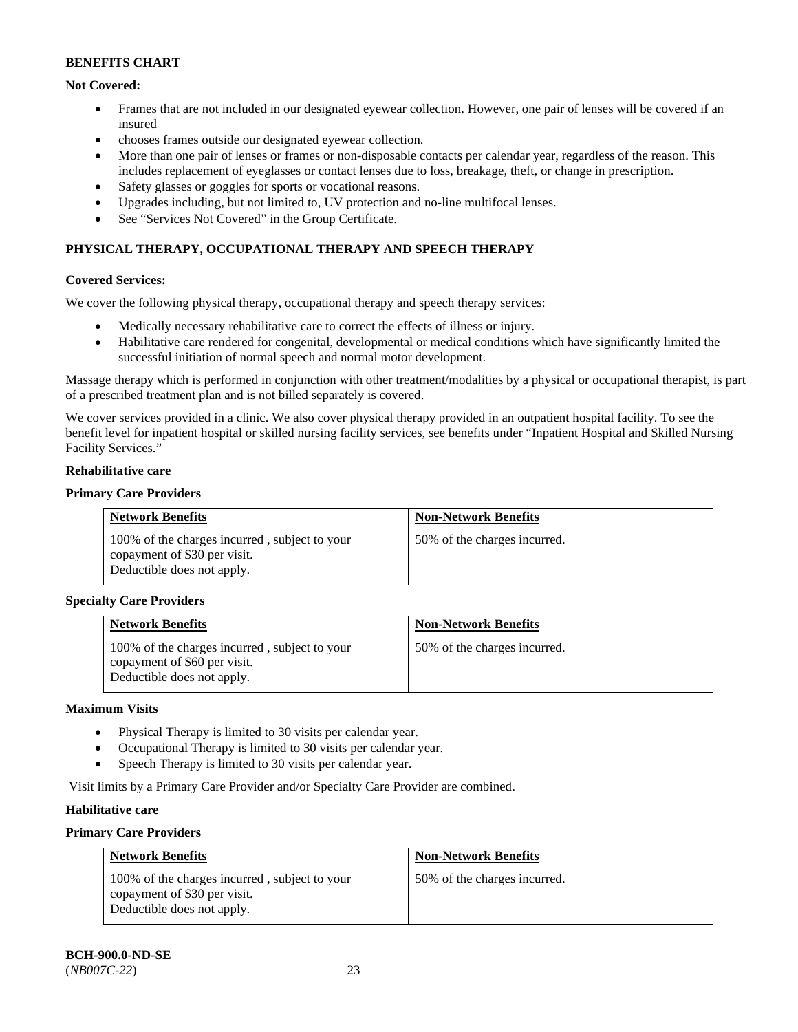**BENEFITS CHART**

**Not Covered:**

- Frames that are not included in our designated eyewear collection. However, one pair of lenses will be covered if an insured
- chooses frames outside our designated eyewear collection.
- More than one pair of lenses or frames or non-disposable contacts per calendar year, regardless of the reason. This includes replacement of eyeglasses or contact lenses due to loss, breakage, theft, or change in prescription.
- Safety glasses or goggles for sports or vocational reasons.
- Upgrades including, but not limited to, UV protection and no-line multifocal lenses.
- See "Services Not Covered" in the Group Certificate.

## PHYSICAL THERAPY, OCCUPATIONAL THERAPY AND SPEECH THERAPY

**Covered Services:**

We cover the following physical therapy, occupational therapy and speech therapy services:

- Medically necessary rehabilitative care to correct the effects of illness or injury.
- Habilitative care rendered for congenital, developmental or medical conditions which have significantly limited the successful initiation of normal speech and normal motor development.

Massage therapy which is performed in conjunction with other treatment/modalities by a physical or occupational therapist, is part of a prescribed treatment plan and is not billed separately is covered.

We cover services provided in a clinic. We also cover physical therapy provided in an outpatient hospital facility. To see the benefit level for inpatient hospital or skilled nursing facility services, see benefits under "Inpatient Hospital and Skilled Nursing Facility Services."

**Rehabilitative care**

**Primary Care Providers**

| Network Benefits | Non-Network Benefits |
|---|---|
| 100% of the charges incurred , subject to your copayment of $30 per visit. Deductible does not apply. | 50% of the charges incurred. |

**Specialty Care Providers**

| Network Benefits | Non-Network Benefits |
|---|---|
| 100% of the charges incurred , subject to your copayment of $60 per visit. Deductible does not apply. | 50% of the charges incurred. |

**Maximum Visits**

- Physical Therapy is limited to 30 visits per calendar year.
- Occupational Therapy is limited to 30 visits per calendar year.
- Speech Therapy is limited to 30 visits per calendar year.

Visit limits by a Primary Care Provider and/or Specialty Care Provider are combined.

**Habilitative care**

**Primary Care Providers**

| Network Benefits | Non-Network Benefits |
|---|---|
| 100% of the charges incurred , subject to your copayment of $30 per visit. Deductible does not apply. | 50% of the charges incurred. |

**BCH-900.0-ND-SE**
(*NB007C-22*)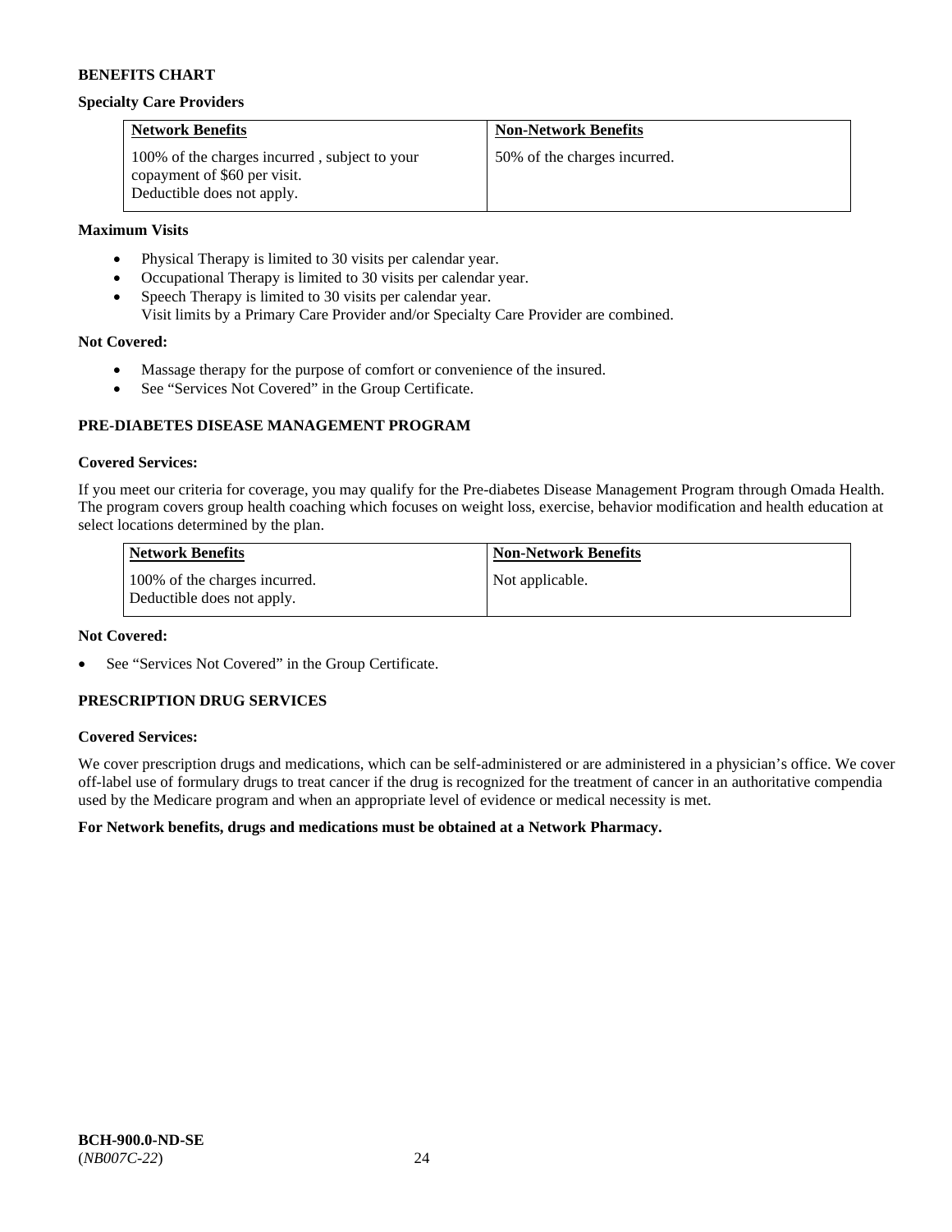**BENEFITS CHART**

**Specialty Care Providers**

| Network Benefits | Non-Network Benefits |
|---|---|
| 100% of the charges incurred , subject to your copayment of $60 per visit. Deductible does not apply. | 50% of the charges incurred. |

**Maximum Visits**

- Physical Therapy is limited to 30 visits per calendar year.
- Occupational Therapy is limited to 30 visits per calendar year.
- Speech Therapy is limited to 30 visits per calendar year.
  Visit limits by a Primary Care Provider and/or Specialty Care Provider are combined.

**Not Covered:**

- Massage therapy for the purpose of comfort or convenience of the insured.
- See "Services Not Covered" in the Group Certificate.

**PRE-DIABETES DISEASE MANAGEMENT PROGRAM**

**Covered Services:**

If you meet our criteria for coverage, you may qualify for the Pre-diabetes Disease Management Program through Omada Health. The program covers group health coaching which focuses on weight loss, exercise, behavior modification and health education at select locations determined by the plan.

| Network Benefits | Non-Network Benefits |
|---|---|
| 100% of the charges incurred. Deductible does not apply. | Not applicable. |

**Not Covered:**

- See "Services Not Covered" in the Group Certificate.

**PRESCRIPTION DRUG SERVICES**

**Covered Services:**

We cover prescription drugs and medications, which can be self-administered or are administered in a physician's office. We cover off-label use of formulary drugs to treat cancer if the drug is recognized for the treatment of cancer in an authoritative compendia used by the Medicare program and when an appropriate level of evidence or medical necessity is met.

**For Network benefits, drugs and medications must be obtained at a Network Pharmacy.**

**BCH-900.0-ND-SE**
(*NB007C-22*)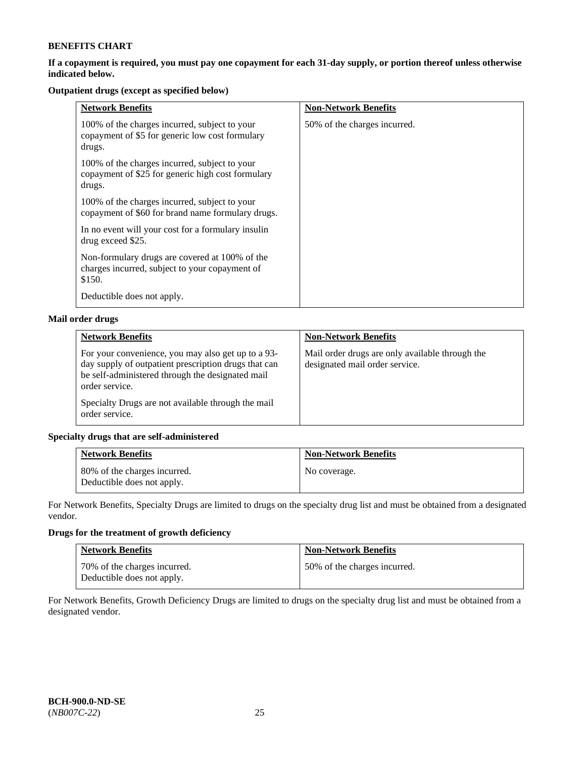**BENEFITS CHART**

**If a copayment is required, you must pay one copayment for each 31-day supply, or portion thereof unless otherwise indicated below.**

**Outpatient drugs (except as specified below)**

| Network Benefits | Non-Network Benefits |
| --- | --- |
| 100% of the charges incurred, subject to your copayment of $5 for generic low cost formulary drugs.<br><br>100% of the charges incurred, subject to your copayment of $25 for generic high cost formulary drugs.<br><br>100% of the charges incurred, subject to your copayment of $60 for brand name formulary drugs.<br><br>In no event will your cost for a formulary insulin drug exceed $25.<br><br>Non-formulary drugs are covered at 100% of the charges incurred, subject to your copayment of $150.<br><br>Deductible does not apply. | 50% of the charges incurred. |

**Mail order drugs**

| Network Benefits | Non-Network Benefits |
| --- | --- |
| For your convenience, you may also get up to a 93-day supply of outpatient prescription drugs that can be self-administered through the designated mail order service.<br><br>Specialty Drugs are not available through the mail order service. | Mail order drugs are only available through the designated mail order service. |

**Specialty drugs that are self-administered**

| Network Benefits | Non-Network Benefits |
| --- | --- |
| 80% of the charges incurred.<br>Deductible does not apply. | No coverage. |

For Network Benefits, Specialty Drugs are limited to drugs on the specialty drug list and must be obtained from a designated vendor.

**Drugs for the treatment of growth deficiency**

| Network Benefits | Non-Network Benefits |
| --- | --- |
| 70% of the charges incurred.<br>Deductible does not apply. | 50% of the charges incurred. |

For Network Benefits, Growth Deficiency Drugs are limited to drugs on the specialty drug list and must be obtained from a designated vendor.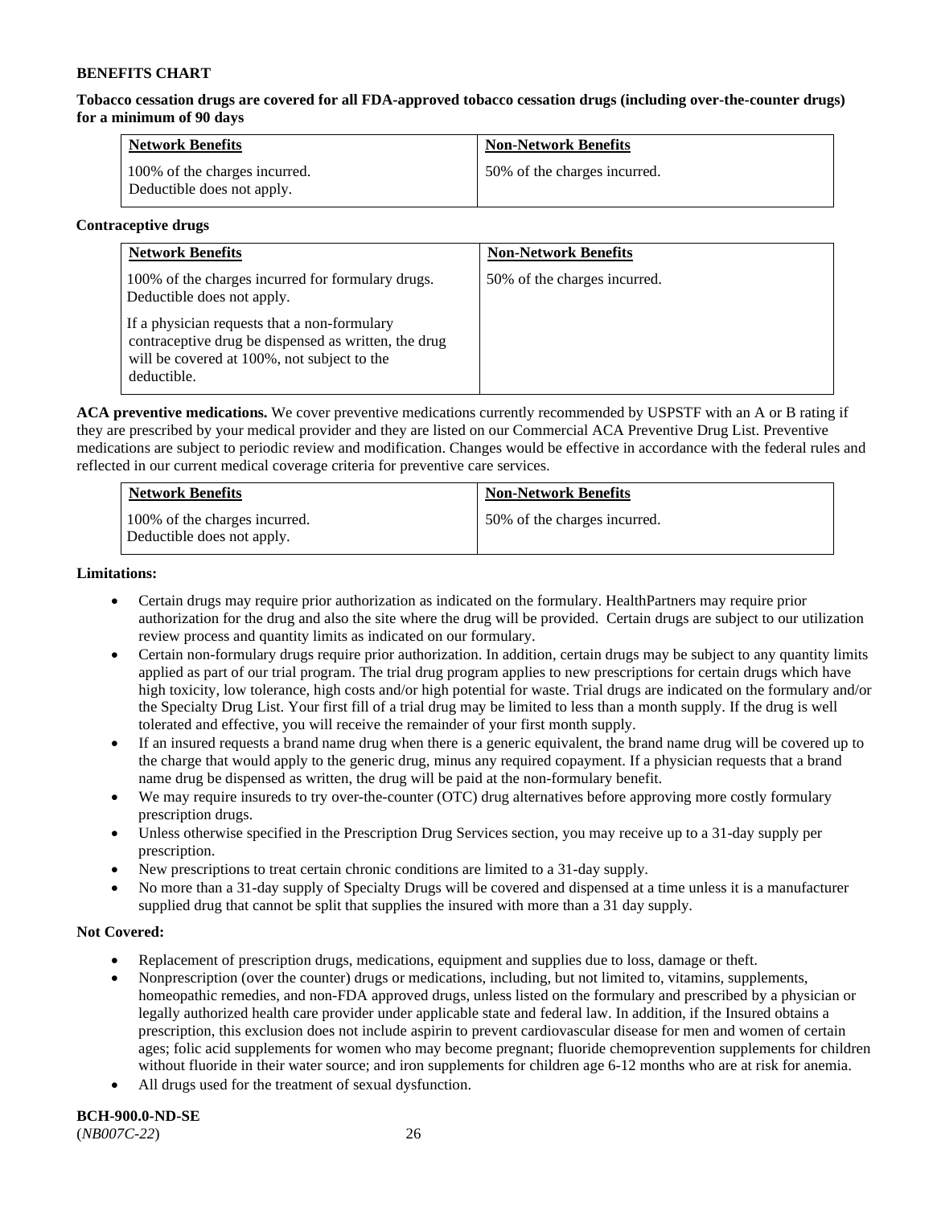**BENEFITS CHART**

**Tobacco cessation drugs are covered for all FDA-approved tobacco cessation drugs (including over-the-counter drugs) for a minimum of 90 days**

| Network Benefits | Non-Network Benefits |
| --- | --- |
| 100% of the charges incurred. Deductible does not apply. | 50% of the charges incurred. |

**Contraceptive drugs**

| Network Benefits | Non-Network Benefits |
| --- | --- |
| 100% of the charges incurred for formulary drugs. Deductible does not apply.<br><br>If a physician requests that a non-formulary contraceptive drug be dispensed as written, the drug will be covered at 100%, not subject to the deductible. | 50% of the charges incurred. |

**ACA preventive medications.** We cover preventive medications currently recommended by USPSTF with an A or B rating if they are prescribed by your medical provider and they are listed on our Commercial ACA Preventive Drug List. Preventive medications are subject to periodic review and modification. Changes would be effective in accordance with the federal rules and reflected in our current medical coverage criteria for preventive care services.

| Network Benefits | Non-Network Benefits |
| --- | --- |
| 100% of the charges incurred. Deductible does not apply. | 50% of the charges incurred. |

**Limitations:**

- Certain drugs may require prior authorization as indicated on the formulary. HealthPartners may require prior authorization for the drug and also the site where the drug will be provided. Certain drugs are subject to our utilization review process and quantity limits as indicated on our formulary.
- Certain non-formulary drugs require prior authorization. In addition, certain drugs may be subject to any quantity limits applied as part of our trial program. The trial drug program applies to new prescriptions for certain drugs which have high toxicity, low tolerance, high costs and/or high potential for waste. Trial drugs are indicated on the formulary and/or the Specialty Drug List. Your first fill of a trial drug may be limited to less than a month supply. If the drug is well tolerated and effective, you will receive the remainder of your first month supply.
- If an insured requests a brand name drug when there is a generic equivalent, the brand name drug will be covered up to the charge that would apply to the generic drug, minus any required copayment. If a physician requests that a brand name drug be dispensed as written, the drug will be paid at the non-formulary benefit.
- We may require insureds to try over-the-counter (OTC) drug alternatives before approving more costly formulary prescription drugs.
- Unless otherwise specified in the Prescription Drug Services section, you may receive up to a 31-day supply per prescription.
- New prescriptions to treat certain chronic conditions are limited to a 31-day supply.
- No more than a 31-day supply of Specialty Drugs will be covered and dispensed at a time unless it is a manufacturer supplied drug that cannot be split that supplies the insured with more than a 31 day supply.

**Not Covered:**

- Replacement of prescription drugs, medications, equipment and supplies due to loss, damage or theft.
- Nonprescription (over the counter) drugs or medications, including, but not limited to, vitamins, supplements, homeopathic remedies, and non-FDA approved drugs, unless listed on the formulary and prescribed by a physician or legally authorized health care provider under applicable state and federal law. In addition, if the Insured obtains a prescription, this exclusion does not include aspirin to prevent cardiovascular disease for men and women of certain ages; folic acid supplements for women who may become pregnant; fluoride chemoprevention supplements for children without fluoride in their water source; and iron supplements for children age 6-12 months who are at risk for anemia.
- All drugs used for the treatment of sexual dysfunction.

**BCH-900.0-ND-SE**
(*NB007C-22*)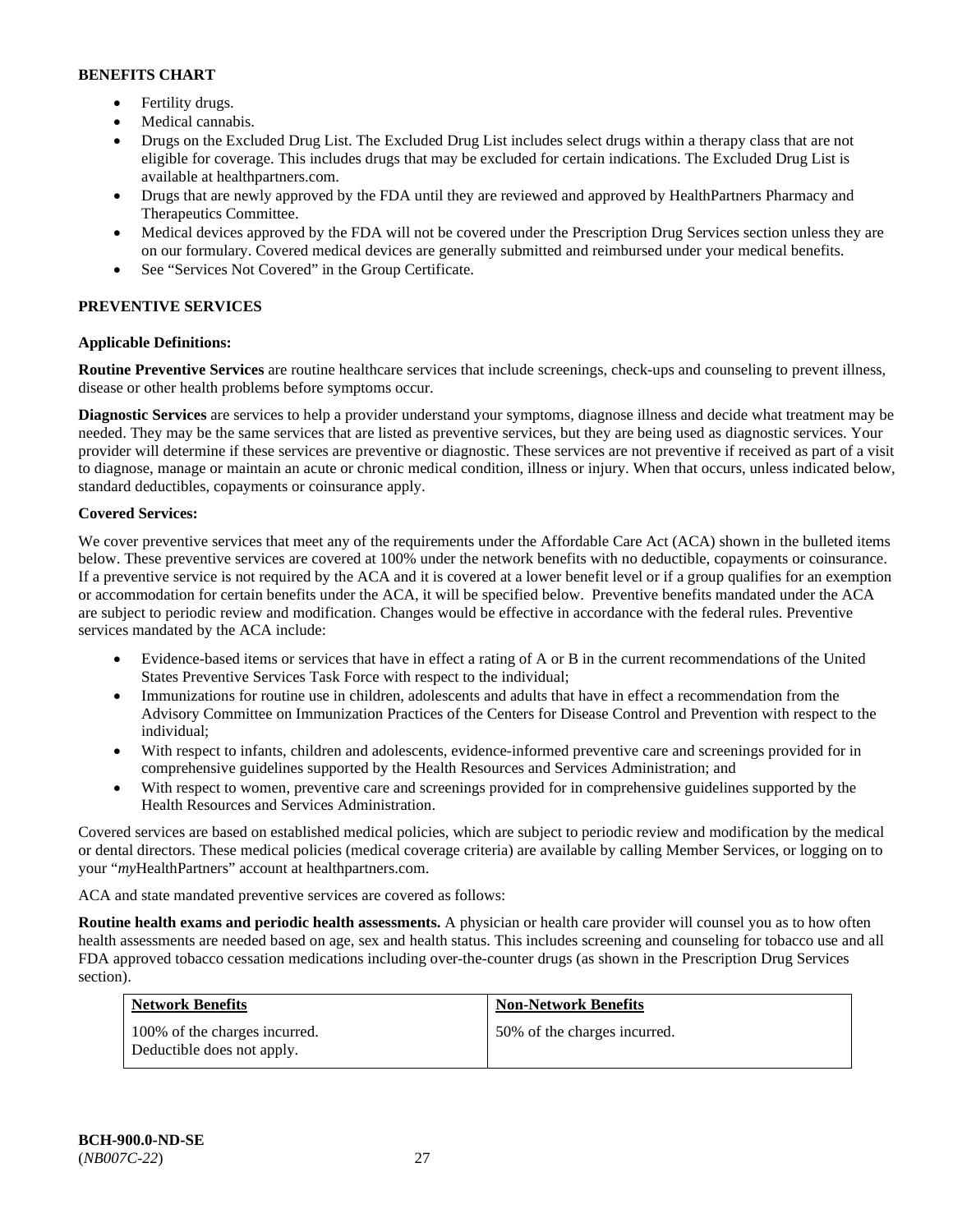**BENEFITS CHART**

- Fertility drugs.
- Medical cannabis.
- Drugs on the Excluded Drug List. The Excluded Drug List includes select drugs within a therapy class that are not eligible for coverage. This includes drugs that may be excluded for certain indications. The Excluded Drug List is available at healthpartners.com.
- Drugs that are newly approved by the FDA until they are reviewed and approved by HealthPartners Pharmacy and Therapeutics Committee.
- Medical devices approved by the FDA will not be covered under the Prescription Drug Services section unless they are on our formulary. Covered medical devices are generally submitted and reimbursed under your medical benefits.
- See "Services Not Covered" in the Group Certificate.

**PREVENTIVE SERVICES**

**Applicable Definitions:**

**Routine Preventive Services** are routine healthcare services that include screenings, check-ups and counseling to prevent illness, disease or other health problems before symptoms occur.

**Diagnostic Services** are services to help a provider understand your symptoms, diagnose illness and decide what treatment may be needed. They may be the same services that are listed as preventive services, but they are being used as diagnostic services. Your provider will determine if these services are preventive or diagnostic. These services are not preventive if received as part of a visit to diagnose, manage or maintain an acute or chronic medical condition, illness or injury. When that occurs, unless indicated below, standard deductibles, copayments or coinsurance apply.

**Covered Services:**

We cover preventive services that meet any of the requirements under the Affordable Care Act (ACA) shown in the bulleted items below. These preventive services are covered at 100% under the network benefits with no deductible, copayments or coinsurance. If a preventive service is not required by the ACA and it is covered at a lower benefit level or if a group qualifies for an exemption or accommodation for certain benefits under the ACA, it will be specified below. Preventive benefits mandated under the ACA are subject to periodic review and modification. Changes would be effective in accordance with the federal rules. Preventive services mandated by the ACA include:

- Evidence-based items or services that have in effect a rating of A or B in the current recommendations of the United States Preventive Services Task Force with respect to the individual;
- Immunizations for routine use in children, adolescents and adults that have in effect a recommendation from the Advisory Committee on Immunization Practices of the Centers for Disease Control and Prevention with respect to the individual;
- With respect to infants, children and adolescents, evidence-informed preventive care and screenings provided for in comprehensive guidelines supported by the Health Resources and Services Administration; and
- With respect to women, preventive care and screenings provided for in comprehensive guidelines supported by the Health Resources and Services Administration.

Covered services are based on established medical policies, which are subject to periodic review and modification by the medical or dental directors. These medical policies (medical coverage criteria) are available by calling Member Services, or logging on to your "*my*HealthPartners" account at healthpartners.com.

ACA and state mandated preventive services are covered as follows:

**Routine health exams and periodic health assessments.** A physician or health care provider will counsel you as to how often health assessments are needed based on age, sex and health status. This includes screening and counseling for tobacco use and all FDA approved tobacco cessation medications including over-the-counter drugs (as shown in the Prescription Drug Services section).

| **Network Benefits** | **Non-Network Benefits** |
|---|---|
| 100% of the charges incurred. Deductible does not apply. | 50% of the charges incurred. |

**BCH-900.0-ND-SE**
(*NB007C-22*)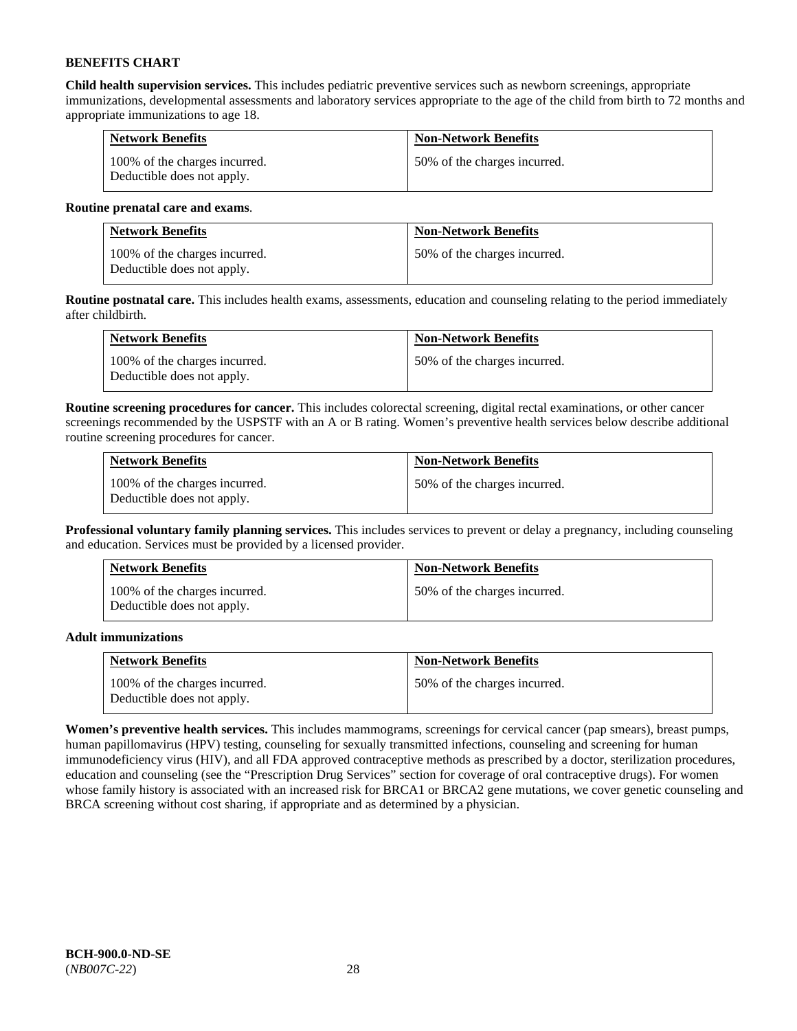**BENEFITS CHART**

**Child health supervision services.** This includes pediatric preventive services such as newborn screenings, appropriate immunizations, developmental assessments and laboratory services appropriate to the age of the child from birth to 72 months and appropriate immunizations to age 18.

| Network Benefits | Non-Network Benefits |
|---|---|
| 100% of the charges incurred. Deductible does not apply. | 50% of the charges incurred. |

**Routine prenatal care and exams**.

| Network Benefits | Non-Network Benefits |
|---|---|
| 100% of the charges incurred. Deductible does not apply. | 50% of the charges incurred. |

**Routine postnatal care.** This includes health exams, assessments, education and counseling relating to the period immediately after childbirth.

| Network Benefits | Non-Network Benefits |
|---|---|
| 100% of the charges incurred. Deductible does not apply. | 50% of the charges incurred. |

**Routine screening procedures for cancer.** This includes colorectal screening, digital rectal examinations, or other cancer screenings recommended by the USPSTF with an A or B rating. Women's preventive health services below describe additional routine screening procedures for cancer.

| Network Benefits | Non-Network Benefits |
|---|---|
| 100% of the charges incurred. Deductible does not apply. | 50% of the charges incurred. |

**Professional voluntary family planning services.** This includes services to prevent or delay a pregnancy, including counseling and education. Services must be provided by a licensed provider.

| Network Benefits | Non-Network Benefits |
|---|---|
| 100% of the charges incurred. Deductible does not apply. | 50% of the charges incurred. |

**Adult immunizations**

| Network Benefits | Non-Network Benefits |
|---|---|
| 100% of the charges incurred. Deductible does not apply. | 50% of the charges incurred. |

**Women's preventive health services.** This includes mammograms, screenings for cervical cancer (pap smears), breast pumps, human papillomavirus (HPV) testing, counseling for sexually transmitted infections, counseling and screening for human immunodeficiency virus (HIV), and all FDA approved contraceptive methods as prescribed by a doctor, sterilization procedures, education and counseling (see the "Prescription Drug Services" section for coverage of oral contraceptive drugs). For women whose family history is associated with an increased risk for BRCA1 or BRCA2 gene mutations, we cover genetic counseling and BRCA screening without cost sharing, if appropriate and as determined by a physician.

**BCH-900.0-ND-SE**
(*NB007C-22*)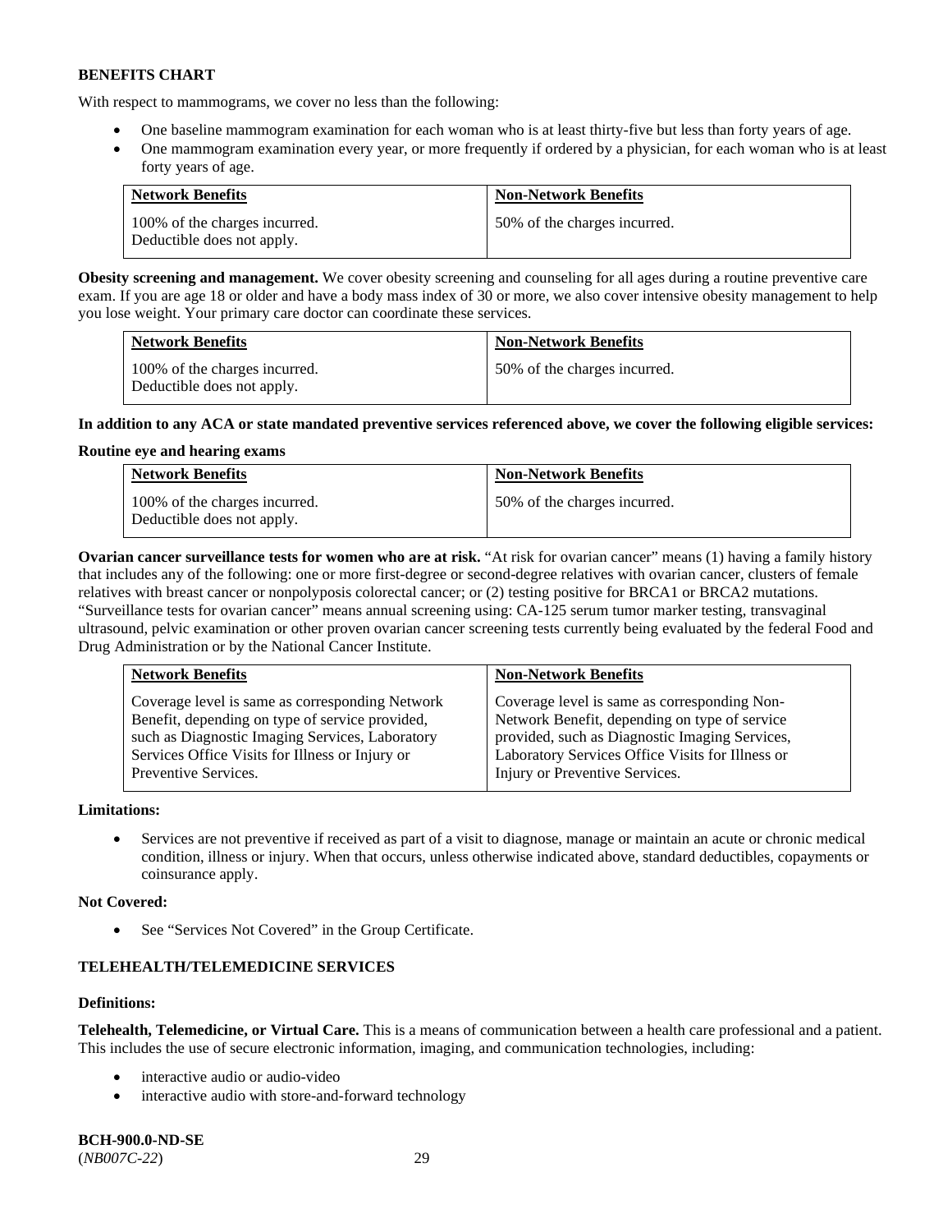**BENEFITS CHART**

With respect to mammograms, we cover no less than the following:

- One baseline mammogram examination for each woman who is at least thirty-five but less than forty years of age.
- One mammogram examination every year, or more frequently if ordered by a physician, for each woman who is at least forty years of age.

| Network Benefits | Non-Network Benefits |
|---|---|
| 100% of the charges incurred. Deductible does not apply. | 50% of the charges incurred. |

**Obesity screening and management.** We cover obesity screening and counseling for all ages during a routine preventive care exam. If you are age 18 or older and have a body mass index of 30 or more, we also cover intensive obesity management to help you lose weight. Your primary care doctor can coordinate these services.

| Network Benefits | Non-Network Benefits |
|---|---|
| 100% of the charges incurred. Deductible does not apply. | 50% of the charges incurred. |

**In addition to any ACA or state mandated preventive services referenced above, we cover the following eligible services:**

**Routine eye and hearing exams**

| Network Benefits | Non-Network Benefits |
|---|---|
| 100% of the charges incurred. Deductible does not apply. | 50% of the charges incurred. |

**Ovarian cancer surveillance tests for women who are at risk.** "At risk for ovarian cancer" means (1) having a family history that includes any of the following: one or more first-degree or second-degree relatives with ovarian cancer, clusters of female relatives with breast cancer or nonpolyposis colorectal cancer; or (2) testing positive for BRCA1 or BRCA2 mutations. "Surveillance tests for ovarian cancer" means annual screening using: CA-125 serum tumor marker testing, transvaginal ultrasound, pelvic examination or other proven ovarian cancer screening tests currently being evaluated by the federal Food and Drug Administration or by the National Cancer Institute.

| Network Benefits | Non-Network Benefits |
|---|---|
| Coverage level is same as corresponding Network Benefit, depending on type of service provided, such as Diagnostic Imaging Services, Laboratory Services Office Visits for Illness or Injury or Preventive Services. | Coverage level is same as corresponding Non-Network Benefit, depending on type of service provided, such as Diagnostic Imaging Services, Laboratory Services Office Visits for Illness or Injury or Preventive Services. |

**Limitations:**

- Services are not preventive if received as part of a visit to diagnose, manage or maintain an acute or chronic medical condition, illness or injury. When that occurs, unless otherwise indicated above, standard deductibles, copayments or coinsurance apply.

**Not Covered:**

- See "Services Not Covered" in the Group Certificate.

**TELEHEALTH/TELEMEDICINE SERVICES**

**Definitions:**

**Telehealth, Telemedicine, or Virtual Care.** This is a means of communication between a health care professional and a patient. This includes the use of secure electronic information, imaging, and communication technologies, including:

- interactive audio or audio-video
- interactive audio with store-and-forward technology

**BCH-900.0-ND-SE**
(*NB007C-22*)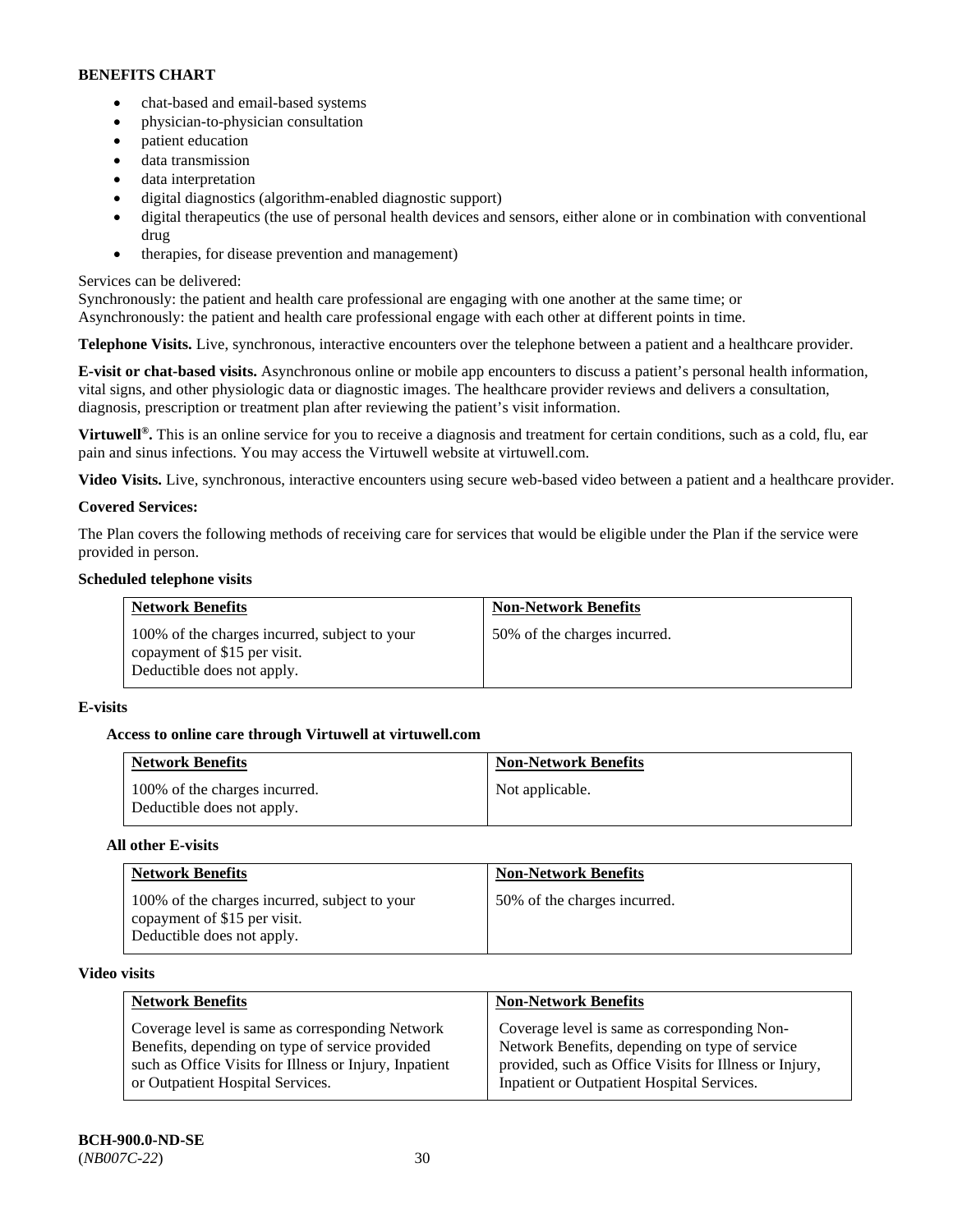**BENEFITS CHART**

- chat-based and email-based systems
- physician-to-physician consultation
- patient education
- data transmission
- data interpretation
- digital diagnostics (algorithm-enabled diagnostic support)
- digital therapeutics (the use of personal health devices and sensors, either alone or in combination with conventional drug
- therapies, for disease prevention and management)

Services can be delivered:
Synchronously: the patient and health care professional are engaging with one another at the same time; or
Asynchronously: the patient and health care professional engage with each other at different points in time.

**Telephone Visits.** Live, synchronous, interactive encounters over the telephone between a patient and a healthcare provider.

**E-visit or chat-based visits.** Asynchronous online or mobile app encounters to discuss a patient's personal health information, vital signs, and other physiologic data or diagnostic images. The healthcare provider reviews and delivers a consultation, diagnosis, prescription or treatment plan after reviewing the patient's visit information.

**Virtuwell®.** This is an online service for you to receive a diagnosis and treatment for certain conditions, such as a cold, flu, ear pain and sinus infections. You may access the Virtuwell website at virtuwell.com.

**Video Visits.** Live, synchronous, interactive encounters using secure web-based video between a patient and a healthcare provider.

**Covered Services:**

The Plan covers the following methods of receiving care for services that would be eligible under the Plan if the service were provided in person.

**Scheduled telephone visits**

| Network Benefits | Non-Network Benefits |
|---|---|
| 100% of the charges incurred, subject to your copayment of $15 per visit. Deductible does not apply. | 50% of the charges incurred. |

**E-visits**

**Access to online care through Virtuwell at virtuwell.com**

| Network Benefits | Non-Network Benefits |
|---|---|
| 100% of the charges incurred. Deductible does not apply. | Not applicable. |

**All other E-visits**

| Network Benefits | Non-Network Benefits |
|---|---|
| 100% of the charges incurred, subject to your copayment of $15 per visit. Deductible does not apply. | 50% of the charges incurred. |

**Video visits**

| Network Benefits | Non-Network Benefits |
|---|---|
| Coverage level is same as corresponding Network Benefits, depending on type of service provided such as Office Visits for Illness or Injury, Inpatient or Outpatient Hospital Services. | Coverage level is same as corresponding Non-Network Benefits, depending on type of service provided, such as Office Visits for Illness or Injury, Inpatient or Outpatient Hospital Services. |

**BCH-900.0-ND-SE**
(*NB007C-22*)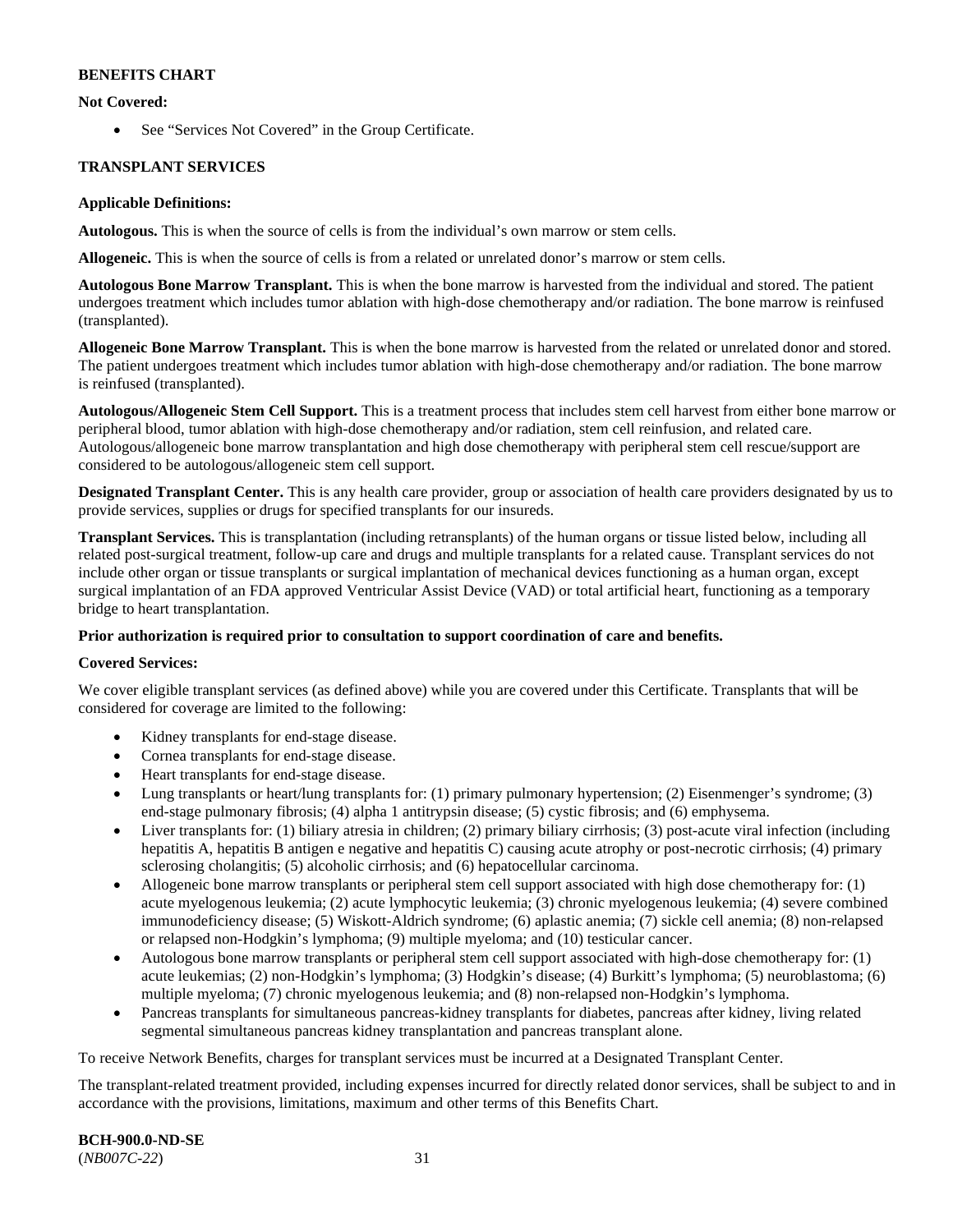**BENEFITS CHART**

**Not Covered:**

- See "Services Not Covered" in the Group Certificate.

**TRANSPLANT SERVICES**

**Applicable Definitions:**

**Autologous.** This is when the source of cells is from the individual's own marrow or stem cells.

**Allogeneic.** This is when the source of cells is from a related or unrelated donor's marrow or stem cells.

**Autologous Bone Marrow Transplant.** This is when the bone marrow is harvested from the individual and stored. The patient undergoes treatment which includes tumor ablation with high-dose chemotherapy and/or radiation. The bone marrow is reinfused (transplanted).

**Allogeneic Bone Marrow Transplant.** This is when the bone marrow is harvested from the related or unrelated donor and stored. The patient undergoes treatment which includes tumor ablation with high-dose chemotherapy and/or radiation. The bone marrow is reinfused (transplanted).

**Autologous/Allogeneic Stem Cell Support.** This is a treatment process that includes stem cell harvest from either bone marrow or peripheral blood, tumor ablation with high-dose chemotherapy and/or radiation, stem cell reinfusion, and related care. Autologous/allogeneic bone marrow transplantation and high dose chemotherapy with peripheral stem cell rescue/support are considered to be autologous/allogeneic stem cell support.

**Designated Transplant Center.** This is any health care provider, group or association of health care providers designated by us to provide services, supplies or drugs for specified transplants for our insureds.

**Transplant Services.** This is transplantation (including retransplants) of the human organs or tissue listed below, including all related post-surgical treatment, follow-up care and drugs and multiple transplants for a related cause. Transplant services do not include other organ or tissue transplants or surgical implantation of mechanical devices functioning as a human organ, except surgical implantation of an FDA approved Ventricular Assist Device (VAD) or total artificial heart, functioning as a temporary bridge to heart transplantation.

**Prior authorization is required prior to consultation to support coordination of care and benefits.**

**Covered Services:**

We cover eligible transplant services (as defined above) while you are covered under this Certificate. Transplants that will be considered for coverage are limited to the following:

- Kidney transplants for end-stage disease.
- Cornea transplants for end-stage disease.
- Heart transplants for end-stage disease.
- Lung transplants or heart/lung transplants for: (1) primary pulmonary hypertension; (2) Eisenmenger's syndrome; (3) end-stage pulmonary fibrosis; (4) alpha 1 antitrypsin disease; (5) cystic fibrosis; and (6) emphysema.
- Liver transplants for: (1) biliary atresia in children; (2) primary biliary cirrhosis; (3) post-acute viral infection (including hepatitis A, hepatitis B antigen e negative and hepatitis C) causing acute atrophy or post-necrotic cirrhosis; (4) primary sclerosing cholangitis; (5) alcoholic cirrhosis; and (6) hepatocellular carcinoma.
- Allogeneic bone marrow transplants or peripheral stem cell support associated with high dose chemotherapy for: (1) acute myelogenous leukemia; (2) acute lymphocytic leukemia; (3) chronic myelogenous leukemia; (4) severe combined immunodeficiency disease; (5) Wiskott-Aldrich syndrome; (6) aplastic anemia; (7) sickle cell anemia; (8) non-relapsed or relapsed non-Hodgkin's lymphoma; (9) multiple myeloma; and (10) testicular cancer.
- Autologous bone marrow transplants or peripheral stem cell support associated with high-dose chemotherapy for: (1) acute leukemias; (2) non-Hodgkin's lymphoma; (3) Hodgkin's disease; (4) Burkitt's lymphoma; (5) neuroblastoma; (6) multiple myeloma; (7) chronic myelogenous leukemia; and (8) non-relapsed non-Hodgkin's lymphoma.
- Pancreas transplants for simultaneous pancreas-kidney transplants for diabetes, pancreas after kidney, living related segmental simultaneous pancreas kidney transplantation and pancreas transplant alone.

To receive Network Benefits, charges for transplant services must be incurred at a Designated Transplant Center.

The transplant-related treatment provided, including expenses incurred for directly related donor services, shall be subject to and in accordance with the provisions, limitations, maximum and other terms of this Benefits Chart.

**BCH-900.0-ND-SE**
(*NB007C-22*)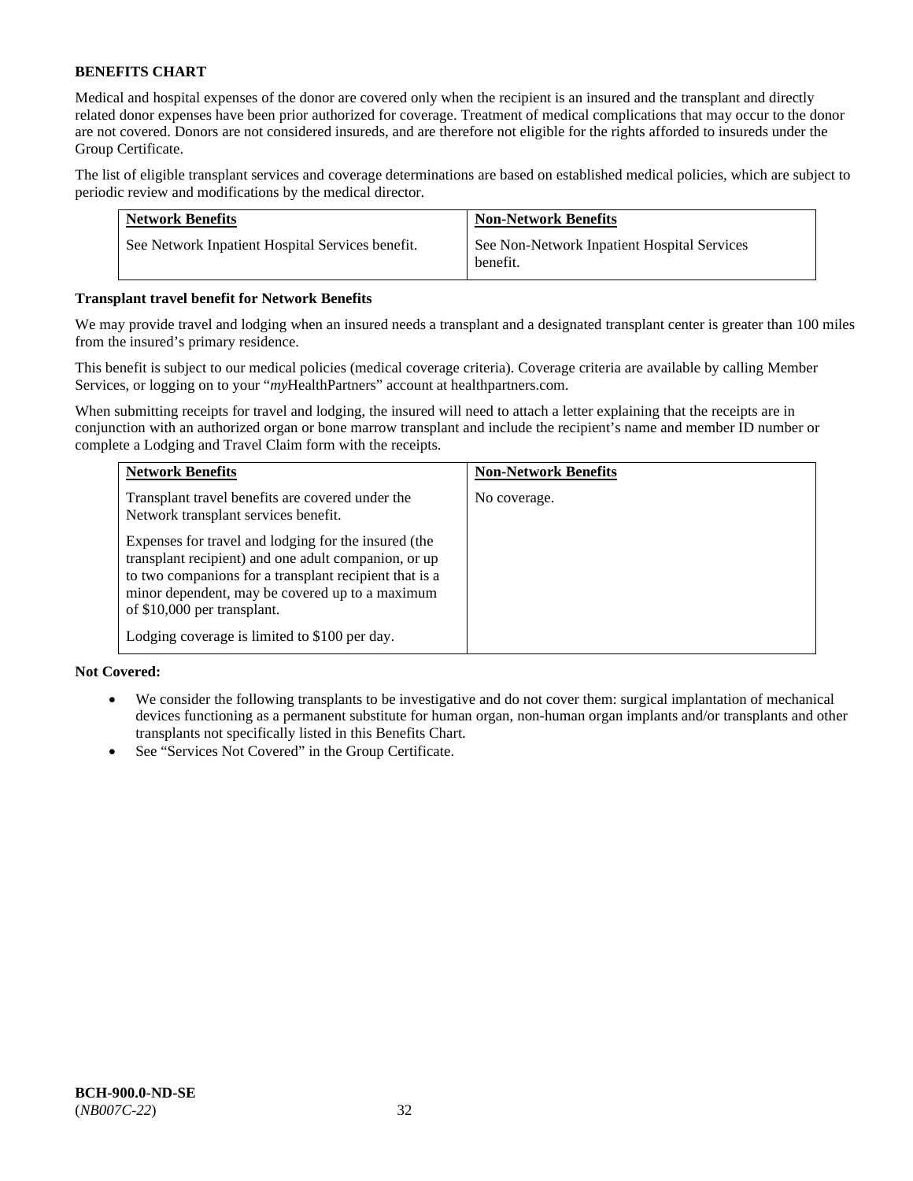**BENEFITS CHART**

Medical and hospital expenses of the donor are covered only when the recipient is an insured and the transplant and directly related donor expenses have been prior authorized for coverage. Treatment of medical complications that may occur to the donor are not covered. Donors are not considered insureds, and are therefore not eligible for the rights afforded to insureds under the Group Certificate.

The list of eligible transplant services and coverage determinations are based on established medical policies, which are subject to periodic review and modifications by the medical director.

| Network Benefits | Non-Network Benefits |
|---|---|
| See Network Inpatient Hospital Services benefit. | See Non-Network Inpatient Hospital Services benefit. |

**Transplant travel benefit for Network Benefits**

We may provide travel and lodging when an insured needs a transplant and a designated transplant center is greater than 100 miles from the insured's primary residence.

This benefit is subject to our medical policies (medical coverage criteria). Coverage criteria are available by calling Member Services, or logging on to your "*my*HealthPartners" account at healthpartners.com.

When submitting receipts for travel and lodging, the insured will need to attach a letter explaining that the receipts are in conjunction with an authorized organ or bone marrow transplant and include the recipient's name and member ID number or complete a Lodging and Travel Claim form with the receipts.

| Network Benefits | Non-Network Benefits |
|---|---|
| Transplant travel benefits are covered under the Network transplant services benefit.<br><br>Expenses for travel and lodging for the insured (the transplant recipient) and one adult companion, or up to two companions for a transplant recipient that is a minor dependent, may be covered up to a maximum of $10,000 per transplant.<br><br>Lodging coverage is limited to $100 per day. | No coverage. |

**Not Covered:**

- We consider the following transplants to be investigative and do not cover them: surgical implantation of mechanical devices functioning as a permanent substitute for human organ, non-human organ implants and/or transplants and other transplants not specifically listed in this Benefits Chart.
- See "Services Not Covered" in the Group Certificate.

**BCH-900.0-ND-SE**
(*NB007C-22*)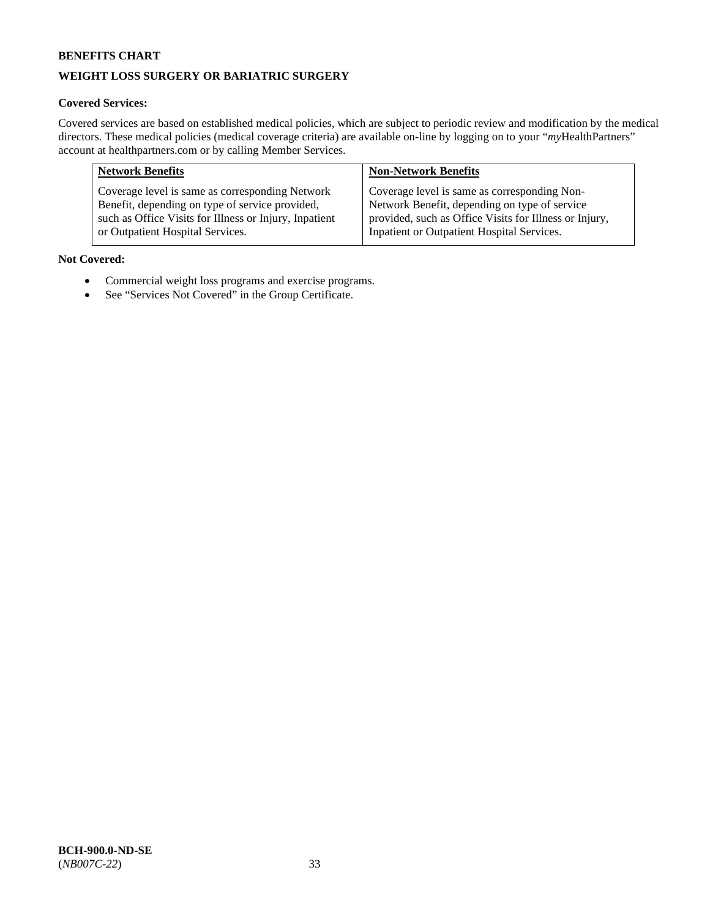**BENEFITS CHART**

**WEIGHT LOSS SURGERY OR BARIATRIC SURGERY**

**Covered Services:**

Covered services are based on established medical policies, which are subject to periodic review and modification by the medical directors. These medical policies (medical coverage criteria) are available on-line by logging on to your "*my*HealthPartners" account at healthpartners.com or by calling Member Services.

| Network Benefits | Non-Network Benefits |
|---|---|
| Coverage level is same as corresponding Network Benefit, depending on type of service provided, such as Office Visits for Illness or Injury, Inpatient or Outpatient Hospital Services. | Coverage level is same as corresponding Non-Network Benefit, depending on type of service provided, such as Office Visits for Illness or Injury, Inpatient or Outpatient Hospital Services. |

**Not Covered:**

- Commercial weight loss programs and exercise programs.
- See "Services Not Covered" in the Group Certificate.

**BCH-900.0-ND-SE**
(*NB007C-22*)